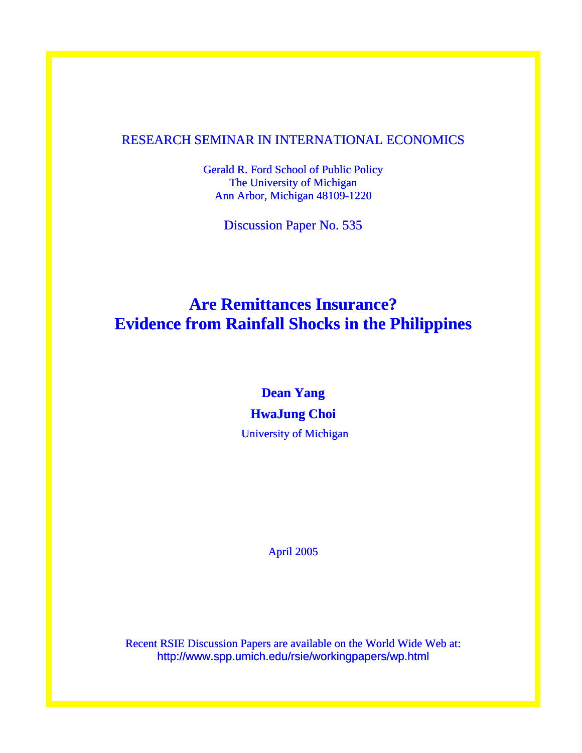RESEARCH SEMINAR IN INTERNATIONAL ECONOMICS

Gerald R. Ford School of Public Policy
The University of Michigan
Ann Arbor, Michigan 48109-1220

Discussion Paper No. 535

# Are Remittances Insurance? Evidence from Rainfall Shocks in the Philippines

**Dean Yang**

**HwaJung Choi**

University of Michigan

April 2005

Recent RSIE Discussion Papers are available on the World Wide Web at:
http://www.spp.umich.edu/rsie/workingpapers/wp.html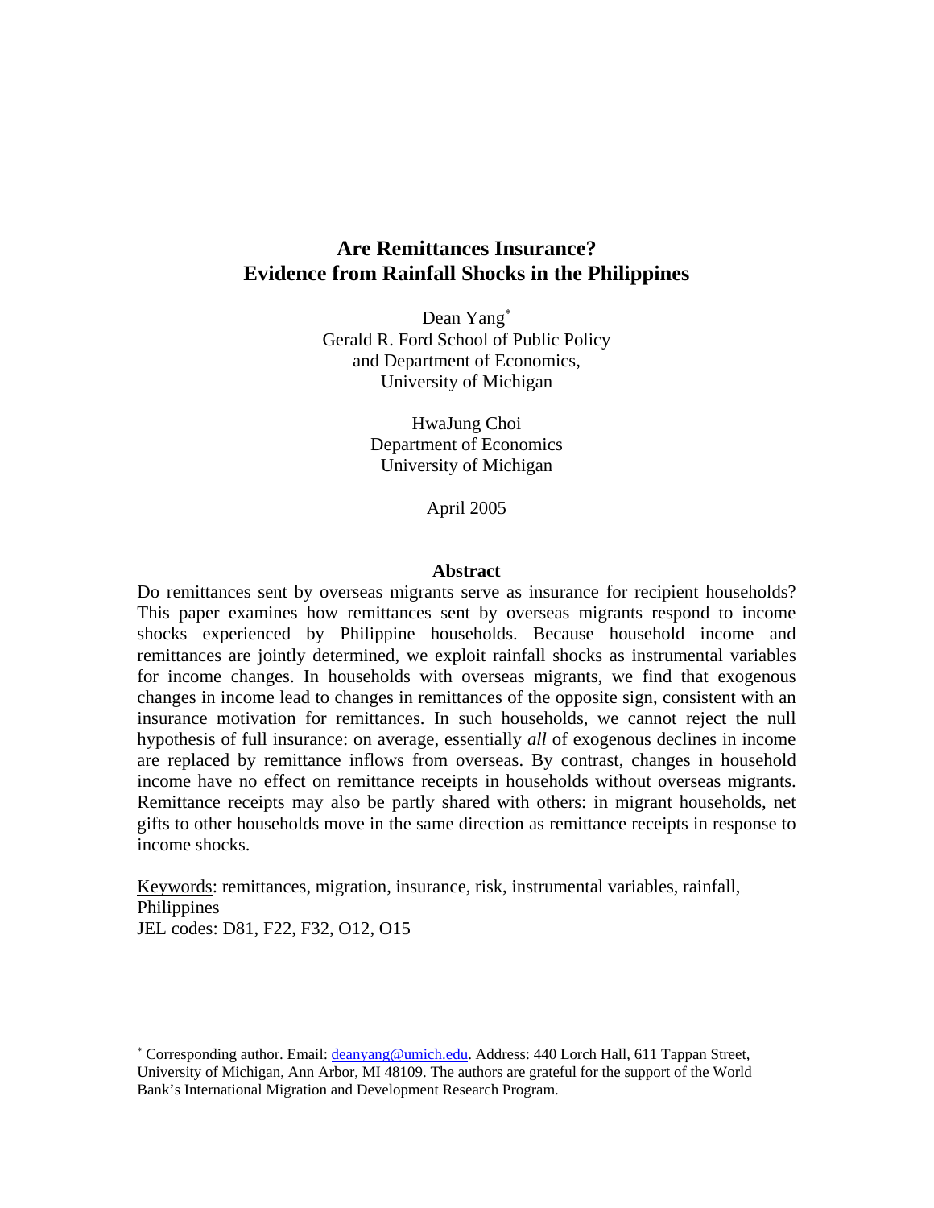# Are Remittances Insurance? Evidence from Rainfall Shocks in the Philippines

Dean Yang[*]
Gerald R. Ford School of Public Policy
and Department of Economics,
University of Michigan

HwaJung Choi
Department of Economics
University of Michigan

April 2005

### Abstract

Do remittances sent by overseas migrants serve as insurance for recipient households? This paper examines how remittances sent by overseas migrants respond to income shocks experienced by Philippine households. Because household income and remittances are jointly determined, we exploit rainfall shocks as instrumental variables for income changes. In households with overseas migrants, we find that exogenous changes in income lead to changes in remittances of the opposite sign, consistent with an insurance motivation for remittances. In such households, we cannot reject the null hypothesis of full insurance: on average, essentially *all* of exogenous declines in income are replaced by remittance inflows from overseas. By contrast, changes in household income have no effect on remittance receipts in households without overseas migrants. Remittance receipts may also be partly shared with others: in migrant households, net gifts to other households move in the same direction as remittance receipts in response to income shocks.

Keywords: remittances, migration, insurance, risk, instrumental variables, rainfall, Philippines
JEL codes: D81, F22, F32, O12, O15

---

[*] Corresponding author. Email: deanyang@umich.edu. Address: 440 Lorch Hall, 611 Tappan Street, University of Michigan, Ann Arbor, MI 48109. The authors are grateful for the support of the World Bank's International Migration and Development Research Program.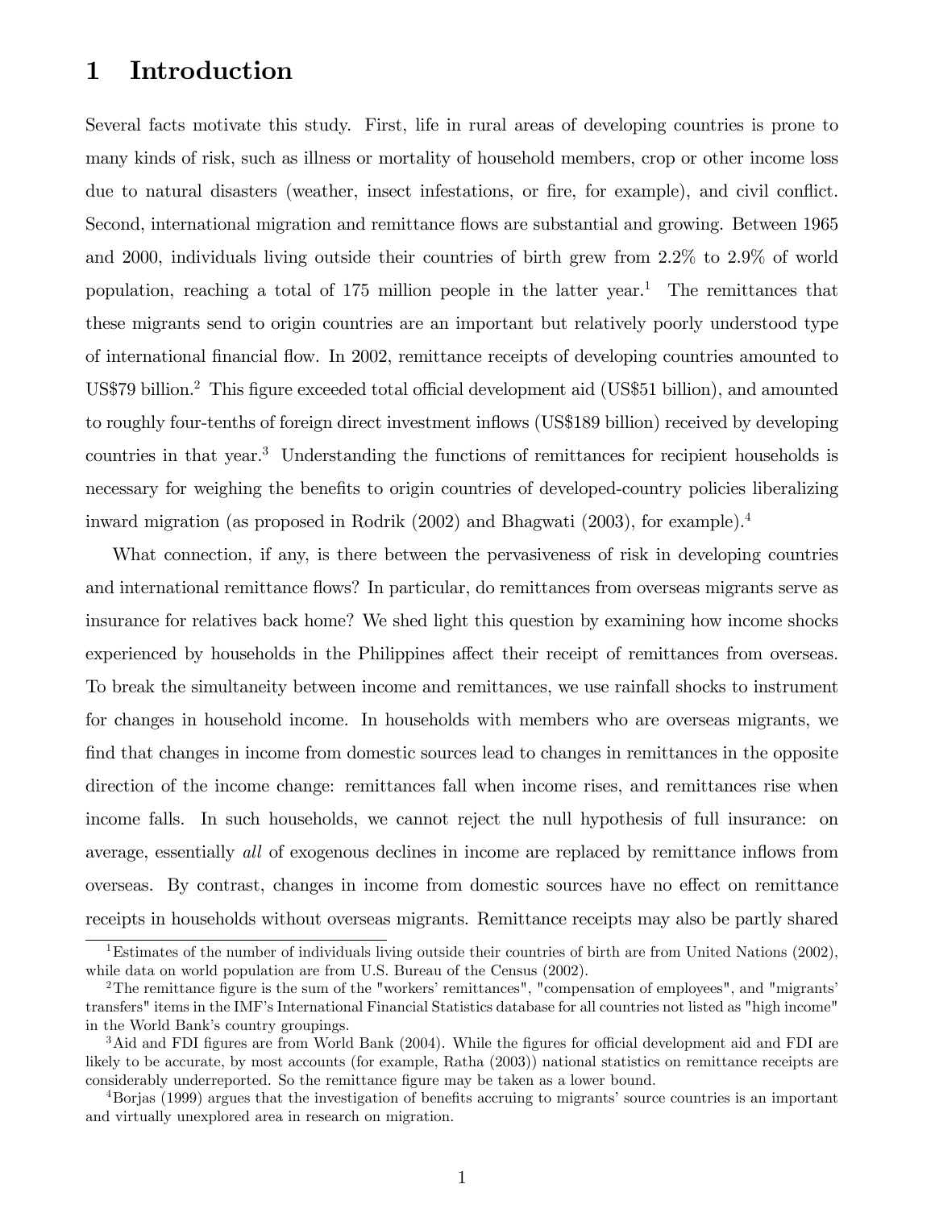# 1 Introduction

Several facts motivate this study. First, life in rural areas of developing countries is prone to many kinds of risk, such as illness or mortality of household members, crop or other income loss due to natural disasters (weather, insect infestations, or fire, for example), and civil conflict. Second, international migration and remittance flows are substantial and growing. Between 1965 and 2000, individuals living outside their countries of birth grew from 2.2% to 2.9% of world population, reaching a total of 175 million people in the latter year.[1] The remittances that these migrants send to origin countries are an important but relatively poorly understood type of international financial flow. In 2002, remittance receipts of developing countries amounted to US$79 billion.[2] This figure exceeded total official development aid (US$51 billion), and amounted to roughly four-tenths of foreign direct investment inflows (US$189 billion) received by developing countries in that year.[3] Understanding the functions of remittances for recipient households is necessary for weighing the benefits to origin countries of developed-country policies liberalizing inward migration (as proposed in Rodrik (2002) and Bhagwati (2003), for example).[4]

What connection, if any, is there between the pervasiveness of risk in developing countries and international remittance flows? In particular, do remittances from overseas migrants serve as insurance for relatives back home? We shed light this question by examining how income shocks experienced by households in the Philippines affect their receipt of remittances from overseas. To break the simultaneity between income and remittances, we use rainfall shocks to instrument for changes in household income. In households with members who are overseas migrants, we find that changes in income from domestic sources lead to changes in remittances in the opposite direction of the income change: remittances fall when income rises, and remittances rise when income falls. In such households, we cannot reject the null hypothesis of full insurance: on average, essentially *all* of exogenous declines in income are replaced by remittance inflows from overseas. By contrast, changes in income from domestic sources have no effect on remittance receipts in households without overseas migrants. Remittance receipts may also be partly shared

[1] Estimates of the number of individuals living outside their countries of birth are from United Nations (2002), while data on world population are from U.S. Bureau of the Census (2002).

[2] The remittance figure is the sum of the "workers' remittances", "compensation of employees", and "migrants' transfers" items in the IMF's International Financial Statistics database for all countries not listed as "high income" in the World Bank's country groupings.

[3] Aid and FDI figures are from World Bank (2004). While the figures for official development aid and FDI are likely to be accurate, by most accounts (for example, Ratha (2003)) national statistics on remittance receipts are considerably underreported. So the remittance figure may be taken as a lower bound.

[4] Borjas (1999) argues that the investigation of benefits accruing to migrants' source countries is an important and virtually unexplored area in research on migration.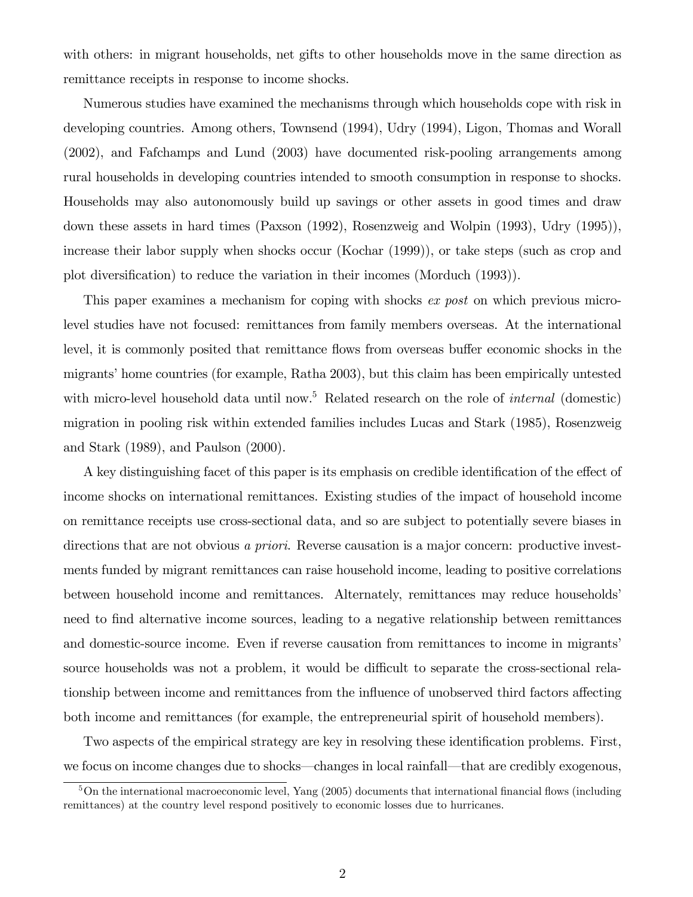with others: in migrant households, net gifts to other households move in the same direction as remittance receipts in response to income shocks.

Numerous studies have examined the mechanisms through which households cope with risk in developing countries. Among others, Townsend (1994), Udry (1994), Ligon, Thomas and Worall (2002), and Fafchamps and Lund (2003) have documented risk-pooling arrangements among rural households in developing countries intended to smooth consumption in response to shocks. Households may also autonomously build up savings or other assets in good times and draw down these assets in hard times (Paxson (1992), Rosenzweig and Wolpin (1993), Udry (1995)), increase their labor supply when shocks occur (Kochar (1999)), or take steps (such as crop and plot diversification) to reduce the variation in their incomes (Morduch (1993)).

This paper examines a mechanism for coping with shocks *ex post* on which previous micro-level studies have not focused: remittances from family members overseas. At the international level, it is commonly posited that remittance flows from overseas buffer economic shocks in the migrants' home countries (for example, Ratha 2003), but this claim has been empirically untested with micro-level household data until now.[5] Related research on the role of *internal* (domestic) migration in pooling risk within extended families includes Lucas and Stark (1985), Rosenzweig and Stark (1989), and Paulson (2000).

A key distinguishing facet of this paper is its emphasis on credible identification of the effect of income shocks on international remittances. Existing studies of the impact of household income on remittance receipts use cross-sectional data, and so are subject to potentially severe biases in directions that are not obvious *a priori*. Reverse causation is a major concern: productive investments funded by migrant remittances can raise household income, leading to positive correlations between household income and remittances. Alternately, remittances may reduce households' need to find alternative income sources, leading to a negative relationship between remittances and domestic-source income. Even if reverse causation from remittances to income in migrants' source households was not a problem, it would be difficult to separate the cross-sectional relationship between income and remittances from the influence of unobserved third factors affecting both income and remittances (for example, the entrepreneurial spirit of household members).

Two aspects of the empirical strategy are key in resolving these identification problems. First, we focus on income changes due to shocks—changes in local rainfall—that are credibly exogenous,

[5] On the international macroeconomic level, Yang (2005) documents that international financial flows (including remittances) at the country level respond positively to economic losses due to hurricanes.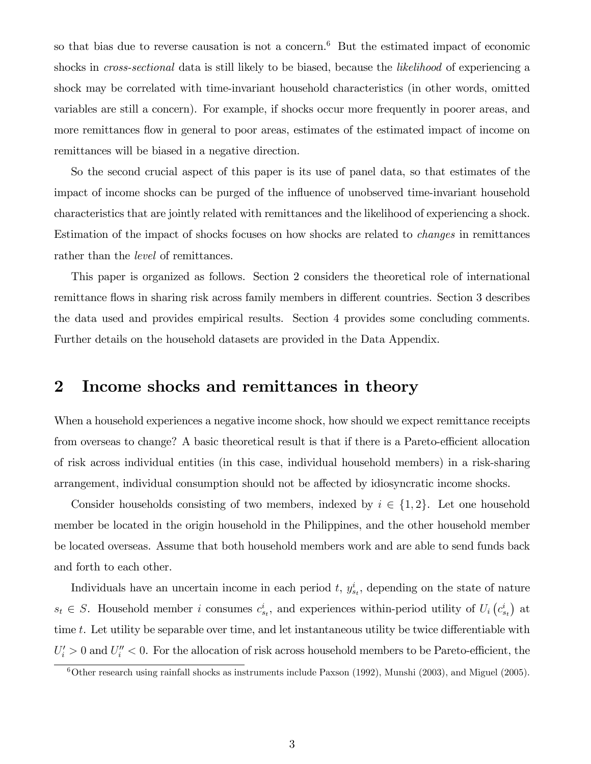so that bias due to reverse causation is not a concern.[6] But the estimated impact of economic shocks in *cross-sectional* data is still likely to be biased, because the *likelihood* of experiencing a shock may be correlated with time-invariant household characteristics (in other words, omitted variables are still a concern). For example, if shocks occur more frequently in poorer areas, and more remittances flow in general to poor areas, estimates of the estimated impact of income on remittances will be biased in a negative direction.

So the second crucial aspect of this paper is its use of panel data, so that estimates of the impact of income shocks can be purged of the influence of unobserved time-invariant household characteristics that are jointly related with remittances and the likelihood of experiencing a shock. Estimation of the impact of shocks focuses on how shocks are related to *changes* in remittances rather than the *level* of remittances.

This paper is organized as follows. Section 2 considers the theoretical role of international remittance flows in sharing risk across family members in different countries. Section 3 describes the data used and provides empirical results. Section 4 provides some concluding comments. Further details on the household datasets are provided in the Data Appendix.

## 2 Income shocks and remittances in theory

When a household experiences a negative income shock, how should we expect remittance receipts from overseas to change? A basic theoretical result is that if there is a Pareto-efficient allocation of risk across individual entities (in this case, individual household members) in a risk-sharing arrangement, individual consumption should not be affected by idiosyncratic income shocks.

Consider households consisting of two members, indexed by $i \in \{1, 2\}$. Let one household member be located in the origin household in the Philippines, and the other household member be located overseas. Assume that both household members work and are able to send funds back and forth to each other.

Individuals have an uncertain income in each period $t$, $y^i_{s_t}$, depending on the state of nature $s_t \in S$. Household member $i$ consumes $c^i_{s_t}$, and experiences within-period utility of $U_i\left(c^i_{s_t}\right)$ at time $t$. Let utility be separable over time, and let instantaneous utility be twice differentiable with $U_i' > 0$ and $U_i'' < 0$. For the allocation of risk across household members to be Pareto-efficient, the

[6] Other research using rainfall shocks as instruments include Paxson (1992), Munshi (2003), and Miguel (2005).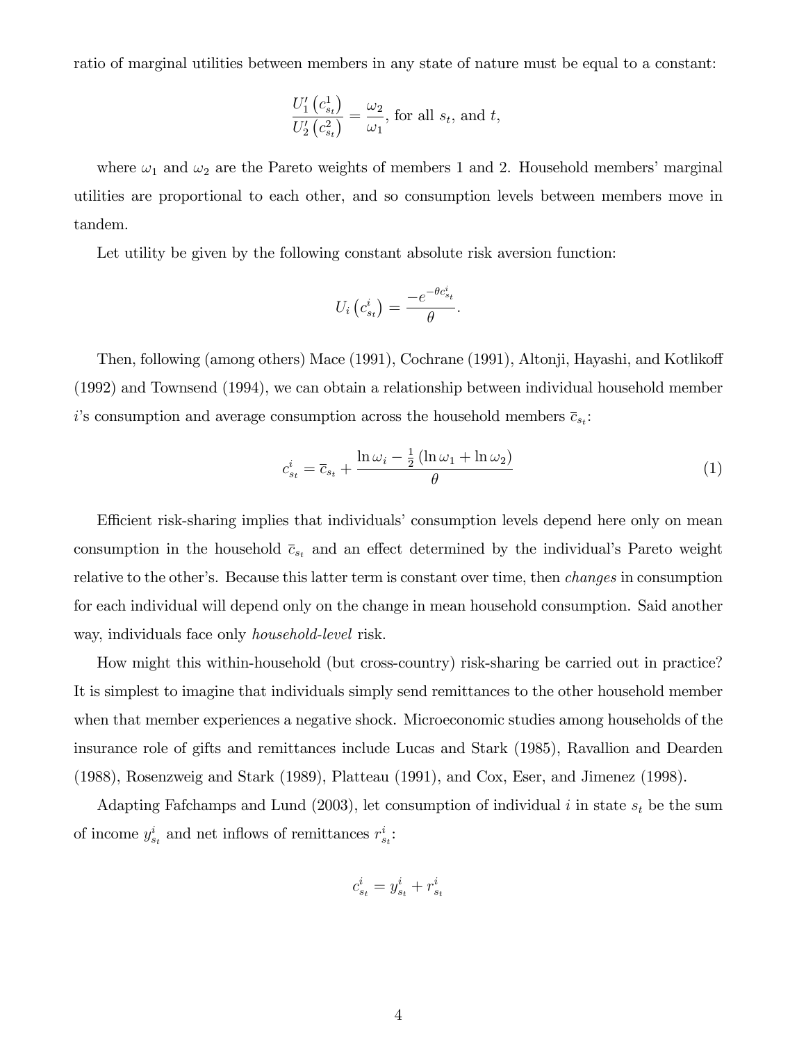ratio of marginal utilities between members in any state of nature must be equal to a constant:

$$\frac{U_1'\left(c_{s_t}^1\right)}{U_2'\left(c_{s_t}^2\right)} = \frac{\omega_2}{\omega_1}, \text{ for all } s_t, \text{ and } t,$$

where $\omega_1$ and $\omega_2$ are the Pareto weights of members 1 and 2. Household members' marginal utilities are proportional to each other, and so consumption levels between members move in tandem.

Let utility be given by the following constant absolute risk aversion function:

$$U_i\left(c_{s_t}^i\right) = \frac{-e^{-\theta c_{s_t}^i}}{\theta}.$$

Then, following (among others) Mace (1991), Cochrane (1991), Altonji, Hayashi, and Kotlikoff (1992) and Townsend (1994), we can obtain a relationship between individual household member $i$'s consumption and average consumption across the household members $\bar{c}_{s_t}$:

$$c_{s_t}^i = \bar{c}_{s_t} + \frac{\ln \omega_i - \frac{1}{2}\left(\ln \omega_1 + \ln \omega_2\right)}{\theta} \tag{1}$$

Efficient risk-sharing implies that individuals' consumption levels depend here only on mean consumption in the household $\bar{c}_{s_t}$ and an effect determined by the individual's Pareto weight relative to the other's. Because this latter term is constant over time, then *changes* in consumption for each individual will depend only on the change in mean household consumption. Said another way, individuals face only *household-level* risk.

How might this within-household (but cross-country) risk-sharing be carried out in practice? It is simplest to imagine that individuals simply send remittances to the other household member when that member experiences a negative shock. Microeconomic studies among households of the insurance role of gifts and remittances include Lucas and Stark (1985), Ravallion and Dearden (1988), Rosenzweig and Stark (1989), Platteau (1991), and Cox, Eser, and Jimenez (1998).

Adapting Fafchamps and Lund (2003), let consumption of individual $i$ in state $s_t$ be the sum of income $y_{s_t}^i$ and net inflows of remittances $r_{s_t}^i$:

$$c_{s_t}^i = y_{s_t}^i + r_{s_t}^i$$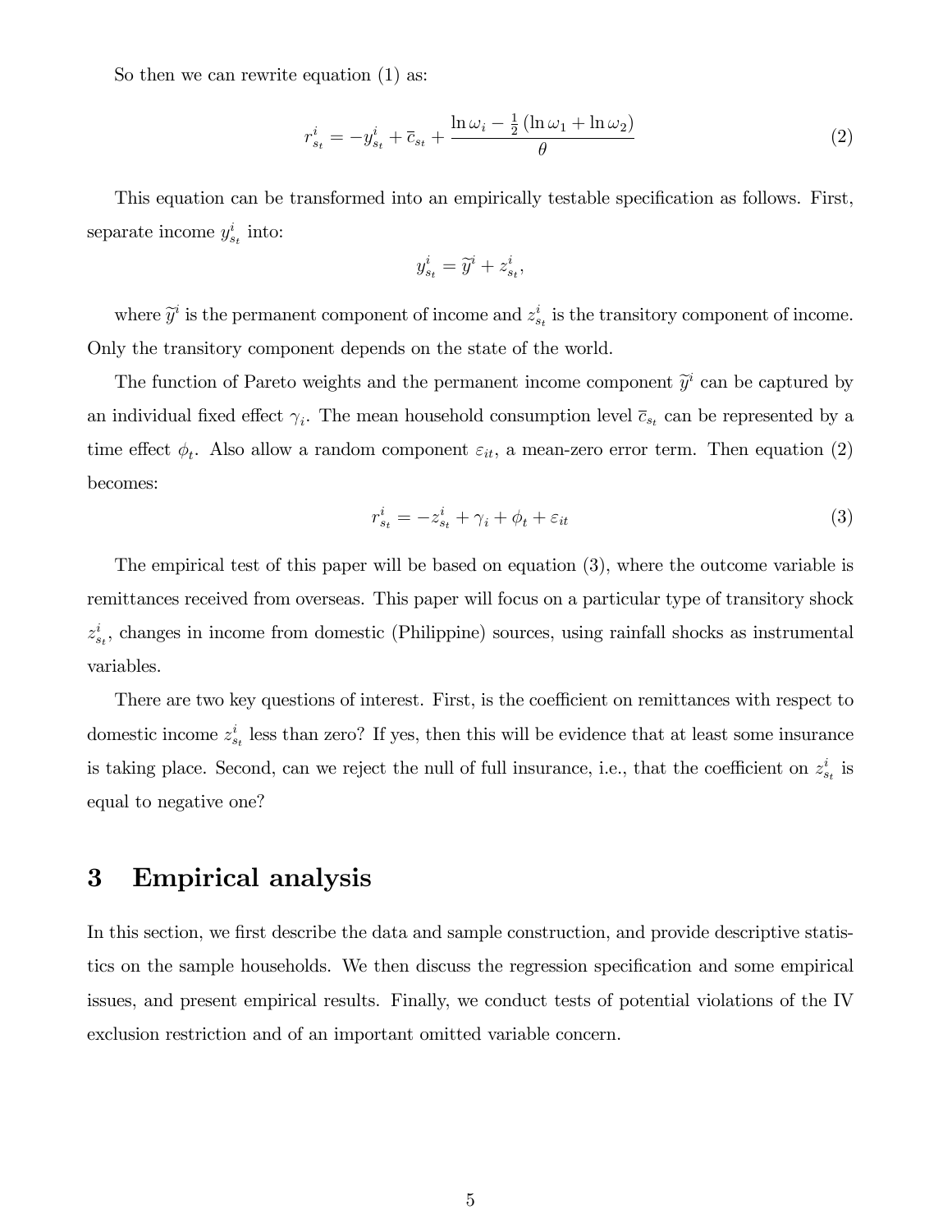So then we can rewrite equation (1) as:

$$r^i_{s_t} = -y^i_{s_t} + \overline{c}_{s_t} + \frac{\ln \omega_i - \frac{1}{2}(\ln \omega_1 + \ln \omega_2)}{\theta} \tag{2}$$

This equation can be transformed into an empirically testable specification as follows. First, separate income $y^i_{s_t}$ into:

$$y^i_{s_t} = \widetilde{y}^i + z^i_{s_t},$$

where $\widetilde{y}^i$ is the permanent component of income and $z^i_{s_t}$ is the transitory component of income. Only the transitory component depends on the state of the world.

The function of Pareto weights and the permanent income component $\widetilde{y}^i$ can be captured by an individual fixed effect $\gamma_i$. The mean household consumption level $\overline{c}_{s_t}$ can be represented by a time effect $\phi_t$. Also allow a random component $\varepsilon_{it}$, a mean-zero error term. Then equation (2) becomes:

$$r^i_{s_t} = -z^i_{s_t} + \gamma_i + \phi_t + \varepsilon_{it} \tag{3}$$

The empirical test of this paper will be based on equation (3), where the outcome variable is remittances received from overseas. This paper will focus on a particular type of transitory shock $z^i_{s_t}$, changes in income from domestic (Philippine) sources, using rainfall shocks as instrumental variables.

There are two key questions of interest. First, is the coefficient on remittances with respect to domestic income $z^i_{s_t}$ less than zero? If yes, then this will be evidence that at least some insurance is taking place. Second, can we reject the null of full insurance, i.e., that the coefficient on $z^i_{s_t}$ is equal to negative one?

# 3 Empirical analysis

In this section, we first describe the data and sample construction, and provide descriptive statistics on the sample households. We then discuss the regression specification and some empirical issues, and present empirical results. Finally, we conduct tests of potential violations of the IV exclusion restriction and of an important omitted variable concern.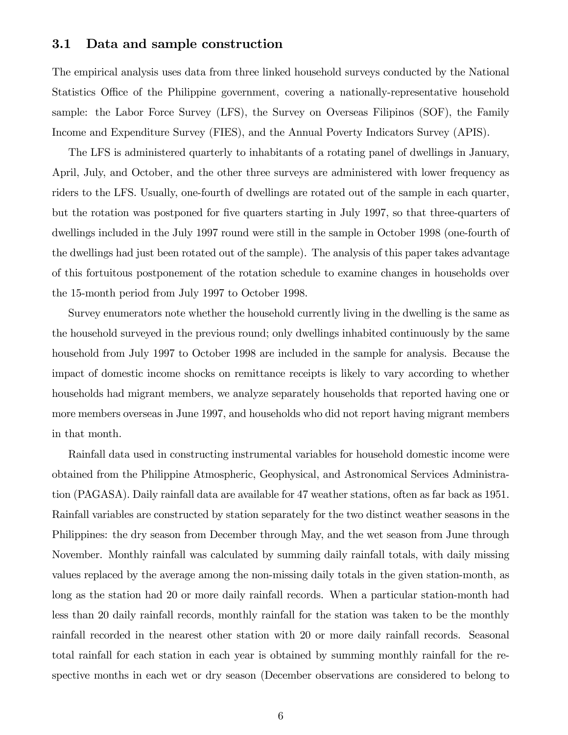### 3.1 Data and sample construction

The empirical analysis uses data from three linked household surveys conducted by the National Statistics Office of the Philippine government, covering a nationally-representative household sample: the Labor Force Survey (LFS), the Survey on Overseas Filipinos (SOF), the Family Income and Expenditure Survey (FIES), and the Annual Poverty Indicators Survey (APIS).

The LFS is administered quarterly to inhabitants of a rotating panel of dwellings in January, April, July, and October, and the other three surveys are administered with lower frequency as riders to the LFS. Usually, one-fourth of dwellings are rotated out of the sample in each quarter, but the rotation was postponed for five quarters starting in July 1997, so that three-quarters of dwellings included in the July 1997 round were still in the sample in October 1998 (one-fourth of the dwellings had just been rotated out of the sample). The analysis of this paper takes advantage of this fortuitous postponement of the rotation schedule to examine changes in households over the 15-month period from July 1997 to October 1998.

Survey enumerators note whether the household currently living in the dwelling is the same as the household surveyed in the previous round; only dwellings inhabited continuously by the same household from July 1997 to October 1998 are included in the sample for analysis. Because the impact of domestic income shocks on remittance receipts is likely to vary according to whether households had migrant members, we analyze separately households that reported having one or more members overseas in June 1997, and households who did not report having migrant members in that month.

Rainfall data used in constructing instrumental variables for household domestic income were obtained from the Philippine Atmospheric, Geophysical, and Astronomical Services Administration (PAGASA). Daily rainfall data are available for 47 weather stations, often as far back as 1951. Rainfall variables are constructed by station separately for the two distinct weather seasons in the Philippines: the dry season from December through May, and the wet season from June through November. Monthly rainfall was calculated by summing daily rainfall totals, with daily missing values replaced by the average among the non-missing daily totals in the given station-month, as long as the station had 20 or more daily rainfall records. When a particular station-month had less than 20 daily rainfall records, monthly rainfall for the station was taken to be the monthly rainfall recorded in the nearest other station with 20 or more daily rainfall records. Seasonal total rainfall for each station in each year is obtained by summing monthly rainfall for the respective months in each wet or dry season (December observations are considered to belong to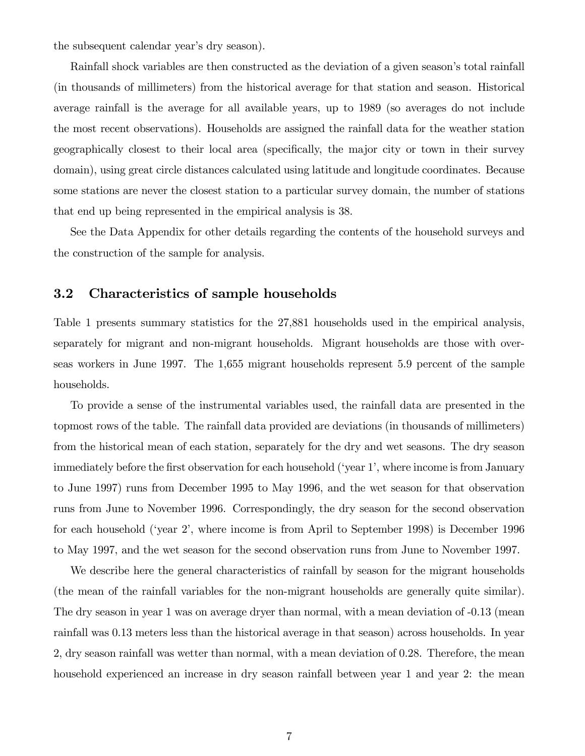the subsequent calendar year's dry season).

Rainfall shock variables are then constructed as the deviation of a given season's total rainfall (in thousands of millimeters) from the historical average for that station and season. Historical average rainfall is the average for all available years, up to 1989 (so averages do not include the most recent observations). Households are assigned the rainfall data for the weather station geographically closest to their local area (specifically, the major city or town in their survey domain), using great circle distances calculated using latitude and longitude coordinates. Because some stations are never the closest station to a particular survey domain, the number of stations that end up being represented in the empirical analysis is 38.

See the Data Appendix for other details regarding the contents of the household surveys and the construction of the sample for analysis.

## 3.2 Characteristics of sample households

Table 1 presents summary statistics for the 27,881 households used in the empirical analysis, separately for migrant and non-migrant households. Migrant households are those with overseas workers in June 1997. The 1,655 migrant households represent 5.9 percent of the sample households.

To provide a sense of the instrumental variables used, the rainfall data are presented in the topmost rows of the table. The rainfall data provided are deviations (in thousands of millimeters) from the historical mean of each station, separately for the dry and wet seasons. The dry season immediately before the first observation for each household ('year 1', where income is from January to June 1997) runs from December 1995 to May 1996, and the wet season for that observation runs from June to November 1996. Correspondingly, the dry season for the second observation for each household ('year 2', where income is from April to September 1998) is December 1996 to May 1997, and the wet season for the second observation runs from June to November 1997.

We describe here the general characteristics of rainfall by season for the migrant households (the mean of the rainfall variables for the non-migrant households are generally quite similar). The dry season in year 1 was on average dryer than normal, with a mean deviation of -0.13 (mean rainfall was 0.13 meters less than the historical average in that season) across households. In year 2, dry season rainfall was wetter than normal, with a mean deviation of 0.28. Therefore, the mean household experienced an increase in dry season rainfall between year 1 and year 2: the mean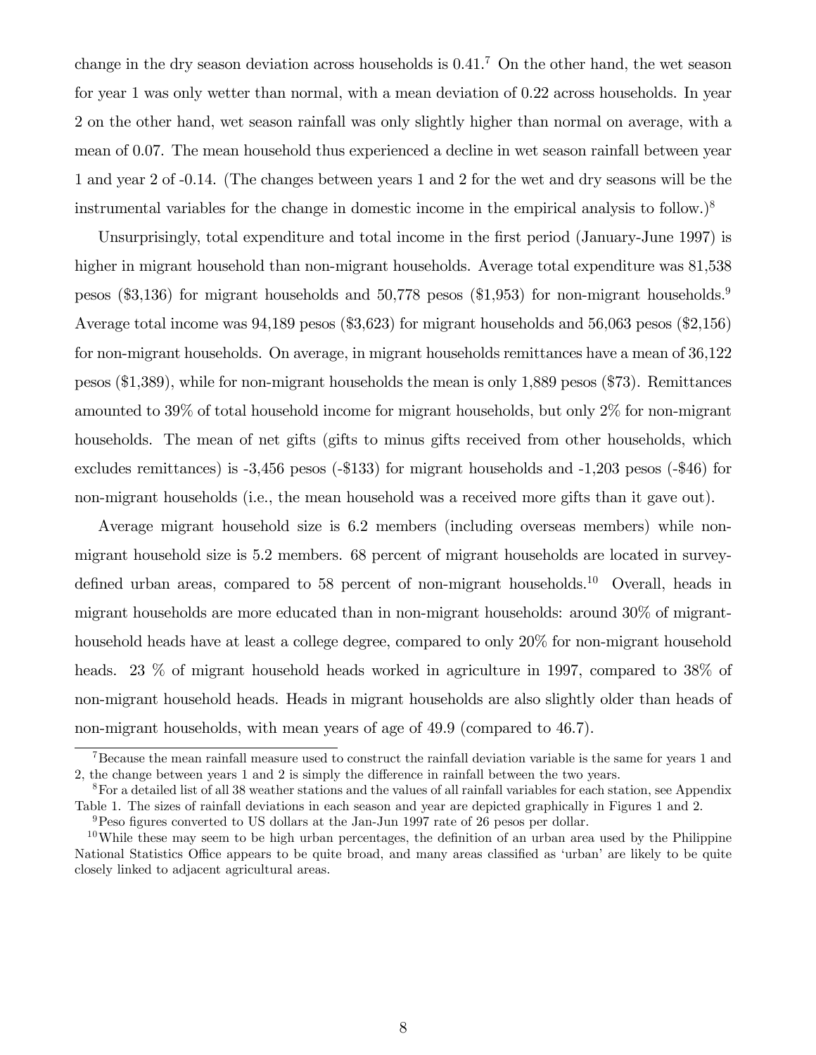change in the dry season deviation across households is 0.41.[7] On the other hand, the wet season for year 1 was only wetter than normal, with a mean deviation of 0.22 across households. In year 2 on the other hand, wet season rainfall was only slightly higher than normal on average, with a mean of 0.07. The mean household thus experienced a decline in wet season rainfall between year 1 and year 2 of -0.14. (The changes between years 1 and 2 for the wet and dry seasons will be the instrumental variables for the change in domestic income in the empirical analysis to follow.)[8]

Unsurprisingly, total expenditure and total income in the first period (January-June 1997) is higher in migrant household than non-migrant households. Average total expenditure was 81,538 pesos ($3,136) for migrant households and 50,778 pesos ($1,953) for non-migrant households.[9] Average total income was 94,189 pesos ($3,623) for migrant households and 56,063 pesos ($2,156) for non-migrant households. On average, in migrant households remittances have a mean of 36,122 pesos ($1,389), while for non-migrant households the mean is only 1,889 pesos ($73). Remittances amounted to 39% of total household income for migrant households, but only 2% for non-migrant households. The mean of net gifts (gifts to minus gifts received from other households, which excludes remittances) is -3,456 pesos (-$133) for migrant households and -1,203 pesos (-$46) for non-migrant households (i.e., the mean household was a received more gifts than it gave out).

Average migrant household size is 6.2 members (including overseas members) while non-migrant household size is 5.2 members. 68 percent of migrant households are located in survey-defined urban areas, compared to 58 percent of non-migrant households.[10] Overall, heads in migrant households are more educated than in non-migrant households: around 30% of migrant-household heads have at least a college degree, compared to only 20% for non-migrant household heads. 23 % of migrant household heads worked in agriculture in 1997, compared to 38% of non-migrant household heads. Heads in migrant households are also slightly older than heads of non-migrant households, with mean years of age of 49.9 (compared to 46.7).

---

[7] Because the mean rainfall measure used to construct the rainfall deviation variable is the same for years 1 and 2, the change between years 1 and 2 is simply the difference in rainfall between the two years.

[8] For a detailed list of all 38 weather stations and the values of all rainfall variables for each station, see Appendix Table 1. The sizes of rainfall deviations in each season and year are depicted graphically in Figures 1 and 2.

[9] Peso figures converted to US dollars at the Jan-Jun 1997 rate of 26 pesos per dollar.

[10] While these may seem to be high urban percentages, the definition of an urban area used by the Philippine National Statistics Office appears to be quite broad, and many areas classified as 'urban' are likely to be quite closely linked to adjacent agricultural areas.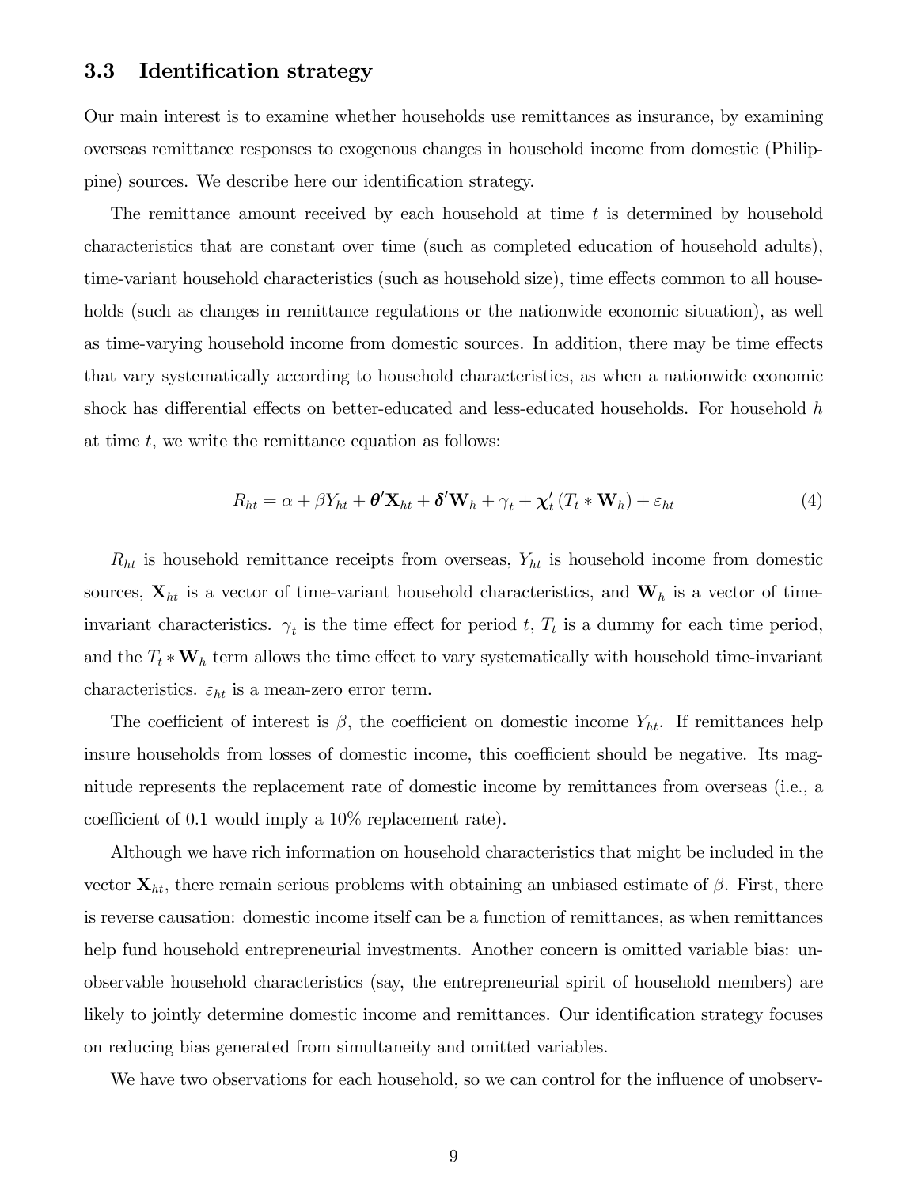### 3.3 Identification strategy

Our main interest is to examine whether households use remittances as insurance, by examining overseas remittance responses to exogenous changes in household income from domestic (Philippine) sources. We describe here our identification strategy.

The remittance amount received by each household at time $t$ is determined by household characteristics that are constant over time (such as completed education of household adults), time-variant household characteristics (such as household size), time effects common to all households (such as changes in remittance regulations or the nationwide economic situation), as well as time-varying household income from domestic sources. In addition, there may be time effects that vary systematically according to household characteristics, as when a nationwide economic shock has differential effects on better-educated and less-educated households. For household $h$ at time $t$, we write the remittance equation as follows:

$$R_{ht} = \alpha + \beta Y_{ht} + \boldsymbol{\theta}' \mathbf{X}_{ht} + \boldsymbol{\delta}' \mathbf{W}_h + \gamma_t + \boldsymbol{\chi}_t' \left( T_t * \mathbf{W}_h \right) + \varepsilon_{ht} \tag{4}$$

$R_{ht}$ is household remittance receipts from overseas, $Y_{ht}$ is household income from domestic sources, $\mathbf{X}_{ht}$ is a vector of time-variant household characteristics, and $\mathbf{W}_h$ is a vector of time-invariant characteristics. $\gamma_t$ is the time effect for period $t$, $T_t$ is a dummy for each time period, and the $T_t * \mathbf{W}_h$ term allows the time effect to vary systematically with household time-invariant characteristics. $\varepsilon_{ht}$ is a mean-zero error term.

The coefficient of interest is $\beta$, the coefficient on domestic income $Y_{ht}$. If remittances help insure households from losses of domestic income, this coefficient should be negative. Its magnitude represents the replacement rate of domestic income by remittances from overseas (i.e., a coefficient of 0.1 would imply a 10% replacement rate).

Although we have rich information on household characteristics that might be included in the vector $\mathbf{X}_{ht}$, there remain serious problems with obtaining an unbiased estimate of $\beta$. First, there is reverse causation: domestic income itself can be a function of remittances, as when remittances help fund household entrepreneurial investments. Another concern is omitted variable bias: unobservable household characteristics (say, the entrepreneurial spirit of household members) are likely to jointly determine domestic income and remittances. Our identification strategy focuses on reducing bias generated from simultaneity and omitted variables.

We have two observations for each household, so we can control for the influence of unobserv-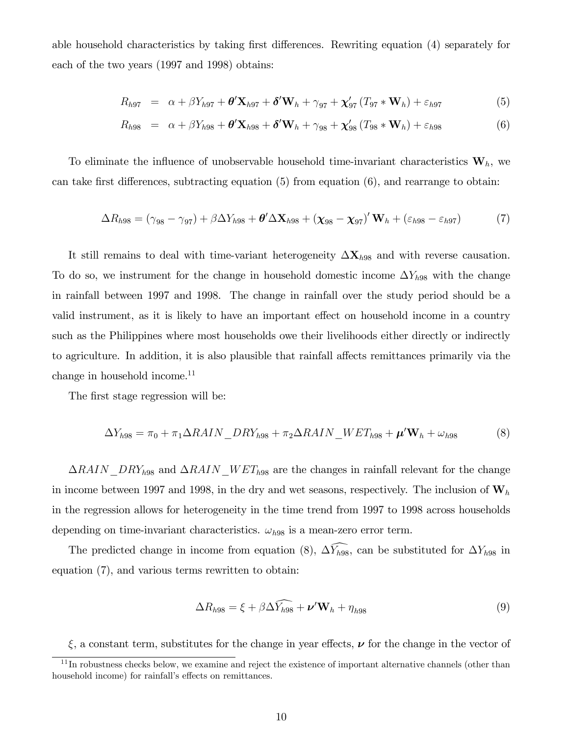able household characteristics by taking first differences. Rewriting equation (4) separately for each of the two years (1997 and 1998) obtains:

$$R_{h97} = \alpha + \beta Y_{h97} + \boldsymbol{\theta}'\mathbf{X}_{h97} + \boldsymbol{\delta}'\mathbf{W}_h + \gamma_{97} + \boldsymbol{\chi}'_{97}\left(T_{97} * \mathbf{W}_h\right) + \varepsilon_{h97} \tag{5}$$

$$R_{h98} = \alpha + \beta Y_{h98} + \boldsymbol{\theta}'\mathbf{X}_{h98} + \boldsymbol{\delta}'\mathbf{W}_h + \gamma_{98} + \boldsymbol{\chi}'_{98}\left(T_{98} * \mathbf{W}_h\right) + \varepsilon_{h98} \tag{6}$$

To eliminate the influence of unobservable household time-invariant characteristics $\mathbf{W}_h$, we can take first differences, subtracting equation (5) from equation (6), and rearrange to obtain:

$$\Delta R_{h98} = (\gamma_{98} - \gamma_{97}) + \beta \Delta Y_{h98} + \boldsymbol{\theta}'\Delta\mathbf{X}_{h98} + \left(\boldsymbol{\chi}_{98} - \boldsymbol{\chi}_{97}\right)'\mathbf{W}_h + (\varepsilon_{h98} - \varepsilon_{h97}) \tag{7}$$

It still remains to deal with time-variant heterogeneity $\Delta\mathbf{X}_{h98}$ and with reverse causation. To do so, we instrument for the change in household domestic income $\Delta Y_{h98}$ with the change in rainfall between 1997 and 1998. The change in rainfall over the study period should be a valid instrument, as it is likely to have an important effect on household income in a country such as the Philippines where most households owe their livelihoods either directly or indirectly to agriculture. In addition, it is also plausible that rainfall affects remittances primarily via the change in household income.[11]

The first stage regression will be:

$$\Delta Y_{h98} = \pi_0 + \pi_1 \Delta RAIN\_DRY_{h98} + \pi_2 \Delta RAIN\_WET_{h98} + \boldsymbol{\mu}'\mathbf{W}_h + \omega_{h98} \tag{8}$$

$\Delta RAIN\_DRY_{h98}$ and $\Delta RAIN\_WET_{h98}$ are the changes in rainfall relevant for the change in income between 1997 and 1998, in the dry and wet seasons, respectively. The inclusion of $\mathbf{W}_h$ in the regression allows for heterogeneity in the time trend from 1997 to 1998 across households depending on time-invariant characteristics. $\omega_{h98}$ is a mean-zero error term.

The predicted change in income from equation (8), $\Delta\widehat{Y_{h98}}$, can be substituted for $\Delta Y_{h98}$ in equation (7), and various terms rewritten to obtain:

$$\Delta R_{h98} = \xi + \beta \Delta\widehat{Y_{h98}} + \boldsymbol{\nu}'\mathbf{W}_h + \eta_{h98} \tag{9}$$

$\xi$, a constant term, substitutes for the change in year effects, $\boldsymbol{\nu}$ for the change in the vector of

[11] In robustness checks below, we examine and reject the existence of important alternative channels (other than household income) for rainfall's effects on remittances.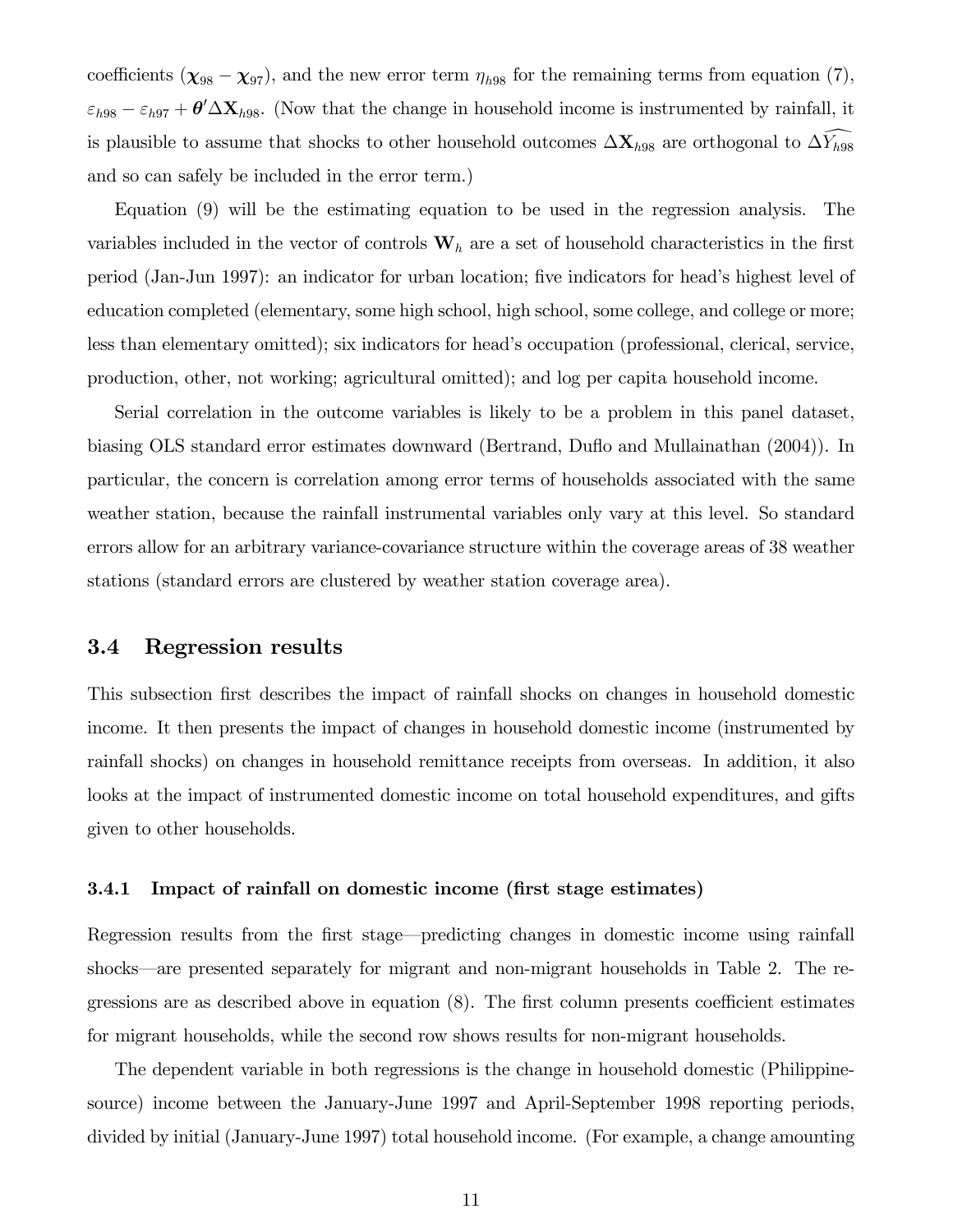coefficients $(\boldsymbol{\chi}_{98} - \boldsymbol{\chi}_{97})$, and the new error term $\eta_{h98}$ for the remaining terms from equation (7), $\varepsilon_{h98} - \varepsilon_{h97} + \boldsymbol{\theta}'\Delta\mathbf{X}_{h98}$. (Now that the change in household income is instrumented by rainfall, it is plausible to assume that shocks to other household outcomes $\Delta\mathbf{X}_{h98}$ are orthogonal to $\widehat{\Delta Y_{h98}}$ and so can safely be included in the error term.)

Equation (9) will be the estimating equation to be used in the regression analysis. The variables included in the vector of controls $\mathbf{W}_h$ are a set of household characteristics in the first period (Jan-Jun 1997): an indicator for urban location; five indicators for head's highest level of education completed (elementary, some high school, high school, some college, and college or more; less than elementary omitted); six indicators for head's occupation (professional, clerical, service, production, other, not working; agricultural omitted); and log per capita household income.

Serial correlation in the outcome variables is likely to be a problem in this panel dataset, biasing OLS standard error estimates downward (Bertrand, Duflo and Mullainathan (2004)). In particular, the concern is correlation among error terms of households associated with the same weather station, because the rainfall instrumental variables only vary at this level. So standard errors allow for an arbitrary variance-covariance structure within the coverage areas of 38 weather stations (standard errors are clustered by weather station coverage area).

## 3.4 Regression results

This subsection first describes the impact of rainfall shocks on changes in household domestic income. It then presents the impact of changes in household domestic income (instrumented by rainfall shocks) on changes in household remittance receipts from overseas. In addition, it also looks at the impact of instrumented domestic income on total household expenditures, and gifts given to other households.

### 3.4.1 Impact of rainfall on domestic income (first stage estimates)

Regression results from the first stage—predicting changes in domestic income using rainfall shocks—are presented separately for migrant and non-migrant households in Table 2. The regressions are as described above in equation (8). The first column presents coefficient estimates for migrant households, while the second row shows results for non-migrant households.

The dependent variable in both regressions is the change in household domestic (Philippine-source) income between the January-June 1997 and April-September 1998 reporting periods, divided by initial (January-June 1997) total household income. (For example, a change amounting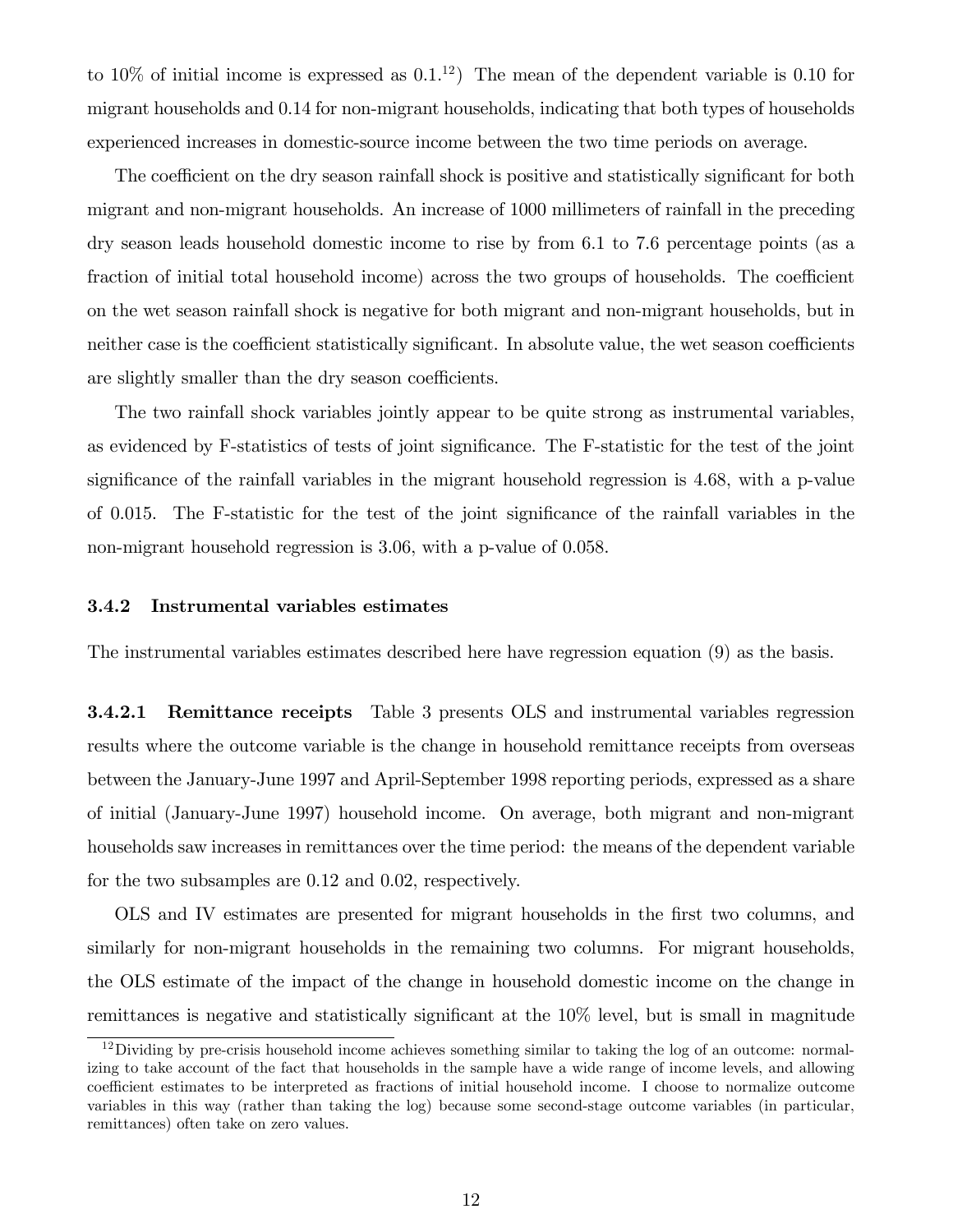to 10% of initial income is expressed as 0.1.[12]) The mean of the dependent variable is 0.10 for migrant households and 0.14 for non-migrant households, indicating that both types of households experienced increases in domestic-source income between the two time periods on average.

The coefficient on the dry season rainfall shock is positive and statistically significant for both migrant and non-migrant households. An increase of 1000 millimeters of rainfall in the preceding dry season leads household domestic income to rise by from 6.1 to 7.6 percentage points (as a fraction of initial total household income) across the two groups of households. The coefficient on the wet season rainfall shock is negative for both migrant and non-migrant households, but in neither case is the coefficient statistically significant. In absolute value, the wet season coefficients are slightly smaller than the dry season coefficients.

The two rainfall shock variables jointly appear to be quite strong as instrumental variables, as evidenced by F-statistics of tests of joint significance. The F-statistic for the test of the joint significance of the rainfall variables in the migrant household regression is 4.68, with a p-value of 0.015. The F-statistic for the test of the joint significance of the rainfall variables in the non-migrant household regression is 3.06, with a p-value of 0.058.

### 3.4.2 Instrumental variables estimates

The instrumental variables estimates described here have regression equation (9) as the basis.

**3.4.2.1 Remittance receipts** Table 3 presents OLS and instrumental variables regression results where the outcome variable is the change in household remittance receipts from overseas between the January-June 1997 and April-September 1998 reporting periods, expressed as a share of initial (January-June 1997) household income. On average, both migrant and non-migrant households saw increases in remittances over the time period: the means of the dependent variable for the two subsamples are 0.12 and 0.02, respectively.

OLS and IV estimates are presented for migrant households in the first two columns, and similarly for non-migrant households in the remaining two columns. For migrant households, the OLS estimate of the impact of the change in household domestic income on the change in remittances is negative and statistically significant at the 10% level, but is small in magnitude

[12] Dividing by pre-crisis household income achieves something similar to taking the log of an outcome: normalizing to take account of the fact that households in the sample have a wide range of income levels, and allowing coefficient estimates to be interpreted as fractions of initial household income. I choose to normalize outcome variables in this way (rather than taking the log) because some second-stage outcome variables (in particular, remittances) often take on zero values.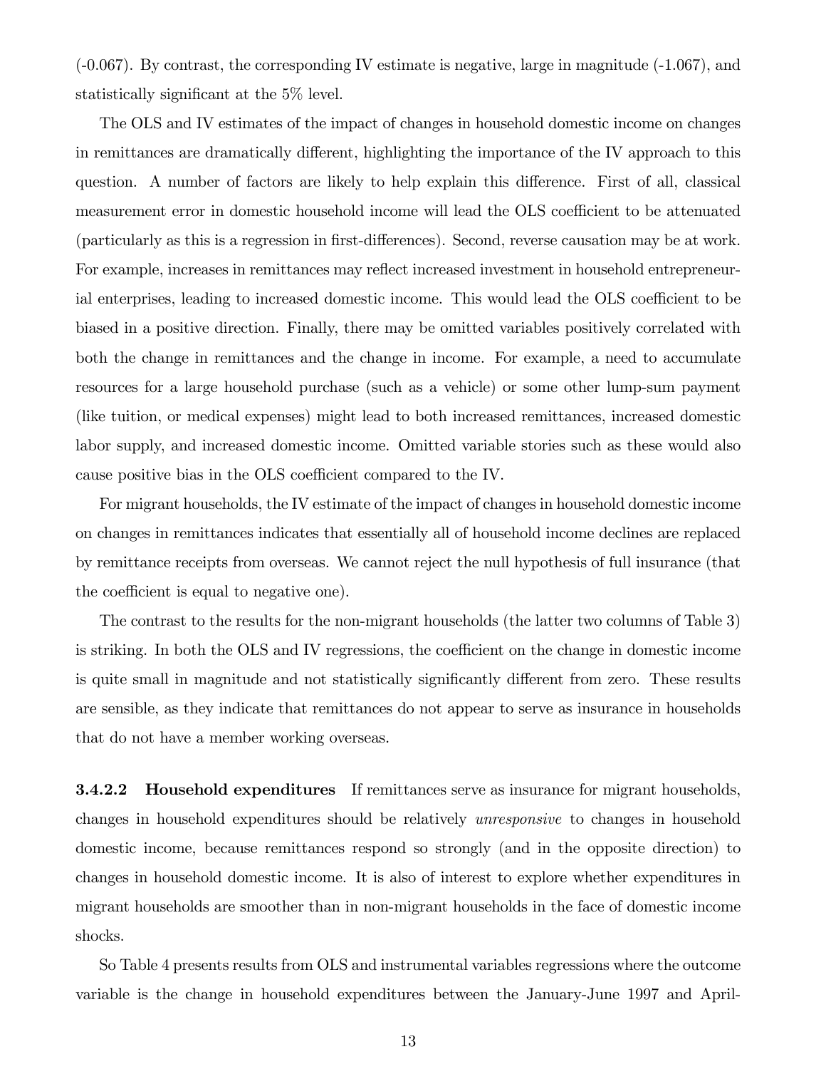(-0.067). By contrast, the corresponding IV estimate is negative, large in magnitude (-1.067), and statistically significant at the 5% level.

The OLS and IV estimates of the impact of changes in household domestic income on changes in remittances are dramatically different, highlighting the importance of the IV approach to this question. A number of factors are likely to help explain this difference. First of all, classical measurement error in domestic household income will lead the OLS coefficient to be attenuated (particularly as this is a regression in first-differences). Second, reverse causation may be at work. For example, increases in remittances may reflect increased investment in household entrepreneurial enterprises, leading to increased domestic income. This would lead the OLS coefficient to be biased in a positive direction. Finally, there may be omitted variables positively correlated with both the change in remittances and the change in income. For example, a need to accumulate resources for a large household purchase (such as a vehicle) or some other lump-sum payment (like tuition, or medical expenses) might lead to both increased remittances, increased domestic labor supply, and increased domestic income. Omitted variable stories such as these would also cause positive bias in the OLS coefficient compared to the IV.

For migrant households, the IV estimate of the impact of changes in household domestic income on changes in remittances indicates that essentially all of household income declines are replaced by remittance receipts from overseas. We cannot reject the null hypothesis of full insurance (that the coefficient is equal to negative one).

The contrast to the results for the non-migrant households (the latter two columns of Table 3) is striking. In both the OLS and IV regressions, the coefficient on the change in domestic income is quite small in magnitude and not statistically significantly different from zero. These results are sensible, as they indicate that remittances do not appear to serve as insurance in households that do not have a member working overseas.

**3.4.2.2 Household expenditures** If remittances serve as insurance for migrant households, changes in household expenditures should be relatively *unresponsive* to changes in household domestic income, because remittances respond so strongly (and in the opposite direction) to changes in household domestic income. It is also of interest to explore whether expenditures in migrant households are smoother than in non-migrant households in the face of domestic income shocks.

So Table 4 presents results from OLS and instrumental variables regressions where the outcome variable is the change in household expenditures between the January-June 1997 and April-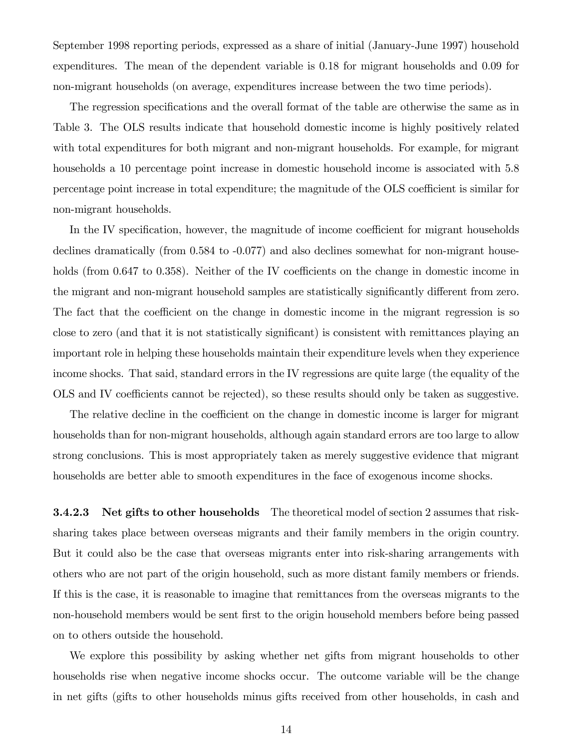September 1998 reporting periods, expressed as a share of initial (January-June 1997) household expenditures. The mean of the dependent variable is 0.18 for migrant households and 0.09 for non-migrant households (on average, expenditures increase between the two time periods).

The regression specifications and the overall format of the table are otherwise the same as in Table 3. The OLS results indicate that household domestic income is highly positively related with total expenditures for both migrant and non-migrant households. For example, for migrant households a 10 percentage point increase in domestic household income is associated with 5.8 percentage point increase in total expenditure; the magnitude of the OLS coefficient is similar for non-migrant households.

In the IV specification, however, the magnitude of income coefficient for migrant households declines dramatically (from 0.584 to -0.077) and also declines somewhat for non-migrant households (from 0.647 to 0.358). Neither of the IV coefficients on the change in domestic income in the migrant and non-migrant household samples are statistically significantly different from zero. The fact that the coefficient on the change in domestic income in the migrant regression is so close to zero (and that it is not statistically significant) is consistent with remittances playing an important role in helping these households maintain their expenditure levels when they experience income shocks. That said, standard errors in the IV regressions are quite large (the equality of the OLS and IV coefficients cannot be rejected), so these results should only be taken as suggestive.

The relative decline in the coefficient on the change in domestic income is larger for migrant households than for non-migrant households, although again standard errors are too large to allow strong conclusions. This is most appropriately taken as merely suggestive evidence that migrant households are better able to smooth expenditures in the face of exogenous income shocks.

**3.4.2.3 Net gifts to other households** The theoretical model of section 2 assumes that risk-sharing takes place between overseas migrants and their family members in the origin country. But it could also be the case that overseas migrants enter into risk-sharing arrangements with others who are not part of the origin household, such as more distant family members or friends. If this is the case, it is reasonable to imagine that remittances from the overseas migrants to the non-household members would be sent first to the origin household members before being passed on to others outside the household.

We explore this possibility by asking whether net gifts from migrant households to other households rise when negative income shocks occur. The outcome variable will be the change in net gifts (gifts to other households minus gifts received from other households, in cash and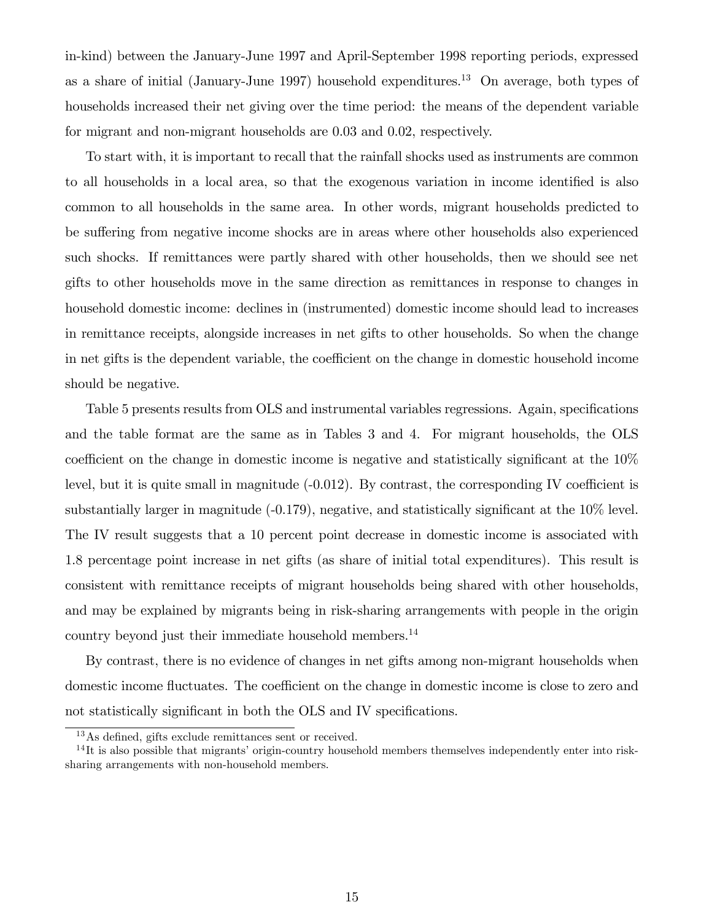in-kind) between the January-June 1997 and April-September 1998 reporting periods, expressed as a share of initial (January-June 1997) household expenditures.[13] On average, both types of households increased their net giving over the time period: the means of the dependent variable for migrant and non-migrant households are 0.03 and 0.02, respectively.

To start with, it is important to recall that the rainfall shocks used as instruments are common to all households in a local area, so that the exogenous variation in income identified is also common to all households in the same area. In other words, migrant households predicted to be suffering from negative income shocks are in areas where other households also experienced such shocks. If remittances were partly shared with other households, then we should see net gifts to other households move in the same direction as remittances in response to changes in household domestic income: declines in (instrumented) domestic income should lead to increases in remittance receipts, alongside increases in net gifts to other households. So when the change in net gifts is the dependent variable, the coefficient on the change in domestic household income should be negative.

Table 5 presents results from OLS and instrumental variables regressions. Again, specifications and the table format are the same as in Tables 3 and 4. For migrant households, the OLS coefficient on the change in domestic income is negative and statistically significant at the 10% level, but it is quite small in magnitude (-0.012). By contrast, the corresponding IV coefficient is substantially larger in magnitude (-0.179), negative, and statistically significant at the 10% level. The IV result suggests that a 10 percent point decrease in domestic income is associated with 1.8 percentage point increase in net gifts (as share of initial total expenditures). This result is consistent with remittance receipts of migrant households being shared with other households, and may be explained by migrants being in risk-sharing arrangements with people in the origin country beyond just their immediate household members.[14]

By contrast, there is no evidence of changes in net gifts among non-migrant households when domestic income fluctuates. The coefficient on the change in domestic income is close to zero and not statistically significant in both the OLS and IV specifications.

[13] As defined, gifts exclude remittances sent or received.

[14] It is also possible that migrants' origin-country household members themselves independently enter into risk-sharing arrangements with non-household members.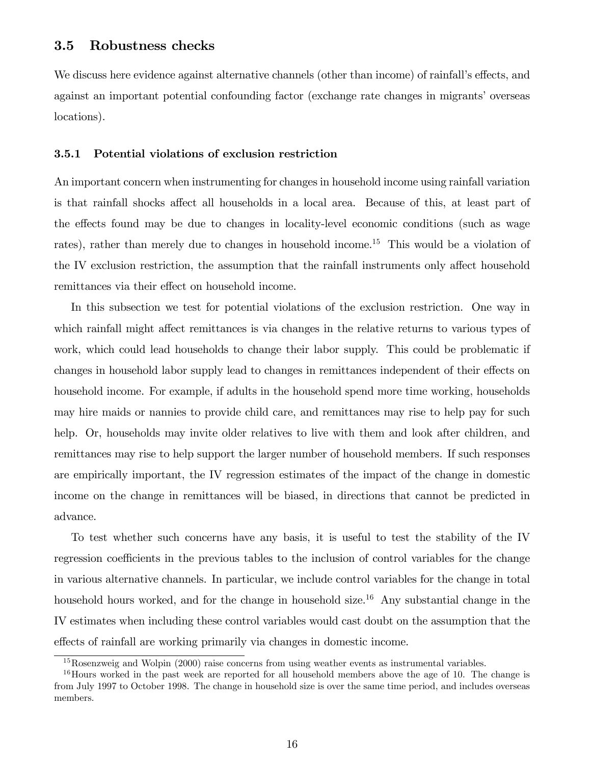### 3.5 Robustness checks

We discuss here evidence against alternative channels (other than income) of rainfall's effects, and against an important potential confounding factor (exchange rate changes in migrants' overseas locations).

#### 3.5.1 Potential violations of exclusion restriction

An important concern when instrumenting for changes in household income using rainfall variation is that rainfall shocks affect all households in a local area. Because of this, at least part of the effects found may be due to changes in locality-level economic conditions (such as wage rates), rather than merely due to changes in household income.[15] This would be a violation of the IV exclusion restriction, the assumption that the rainfall instruments only affect household remittances via their effect on household income.

In this subsection we test for potential violations of the exclusion restriction. One way in which rainfall might affect remittances is via changes in the relative returns to various types of work, which could lead households to change their labor supply. This could be problematic if changes in household labor supply lead to changes in remittances independent of their effects on household income. For example, if adults in the household spend more time working, households may hire maids or nannies to provide child care, and remittances may rise to help pay for such help. Or, households may invite older relatives to live with them and look after children, and remittances may rise to help support the larger number of household members. If such responses are empirically important, the IV regression estimates of the impact of the change in domestic income on the change in remittances will be biased, in directions that cannot be predicted in advance.

To test whether such concerns have any basis, it is useful to test the stability of the IV regression coefficients in the previous tables to the inclusion of control variables for the change in various alternative channels. In particular, we include control variables for the change in total household hours worked, and for the change in household size.[16] Any substantial change in the IV estimates when including these control variables would cast doubt on the assumption that the effects of rainfall are working primarily via changes in domestic income.

[15] Rosenzweig and Wolpin (2000) raise concerns from using weather events as instrumental variables.

[16] Hours worked in the past week are reported for all household members above the age of 10. The change is from July 1997 to October 1998. The change in household size is over the same time period, and includes overseas members.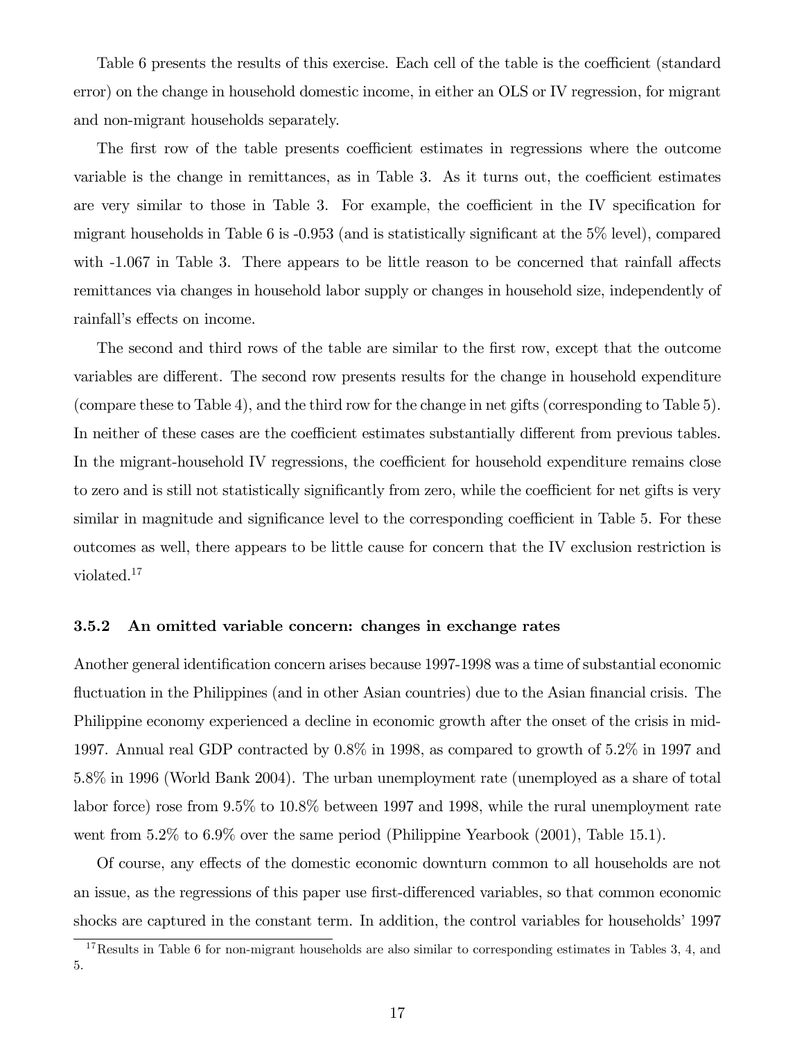Table 6 presents the results of this exercise. Each cell of the table is the coefficient (standard error) on the change in household domestic income, in either an OLS or IV regression, for migrant and non-migrant households separately.

The first row of the table presents coefficient estimates in regressions where the outcome variable is the change in remittances, as in Table 3. As it turns out, the coefficient estimates are very similar to those in Table 3. For example, the coefficient in the IV specification for migrant households in Table 6 is -0.953 (and is statistically significant at the 5% level), compared with -1.067 in Table 3. There appears to be little reason to be concerned that rainfall affects remittances via changes in household labor supply or changes in household size, independently of rainfall's effects on income.

The second and third rows of the table are similar to the first row, except that the outcome variables are different. The second row presents results for the change in household expenditure (compare these to Table 4), and the third row for the change in net gifts (corresponding to Table 5). In neither of these cases are the coefficient estimates substantially different from previous tables. In the migrant-household IV regressions, the coefficient for household expenditure remains close to zero and is still not statistically significantly from zero, while the coefficient for net gifts is very similar in magnitude and significance level to the corresponding coefficient in Table 5. For these outcomes as well, there appears to be little cause for concern that the IV exclusion restriction is violated.[17]

### 3.5.2 An omitted variable concern: changes in exchange rates

Another general identification concern arises because 1997-1998 was a time of substantial economic fluctuation in the Philippines (and in other Asian countries) due to the Asian financial crisis. The Philippine economy experienced a decline in economic growth after the onset of the crisis in mid-1997. Annual real GDP contracted by 0.8% in 1998, as compared to growth of 5.2% in 1997 and 5.8% in 1996 (World Bank 2004). The urban unemployment rate (unemployed as a share of total labor force) rose from 9.5% to 10.8% between 1997 and 1998, while the rural unemployment rate went from 5.2% to 6.9% over the same period (Philippine Yearbook (2001), Table 15.1).

Of course, any effects of the domestic economic downturn common to all households are not an issue, as the regressions of this paper use first-differenced variables, so that common economic shocks are captured in the constant term. In addition, the control variables for households' 1997

[17] Results in Table 6 for non-migrant households are also similar to corresponding estimates in Tables 3, 4, and 5.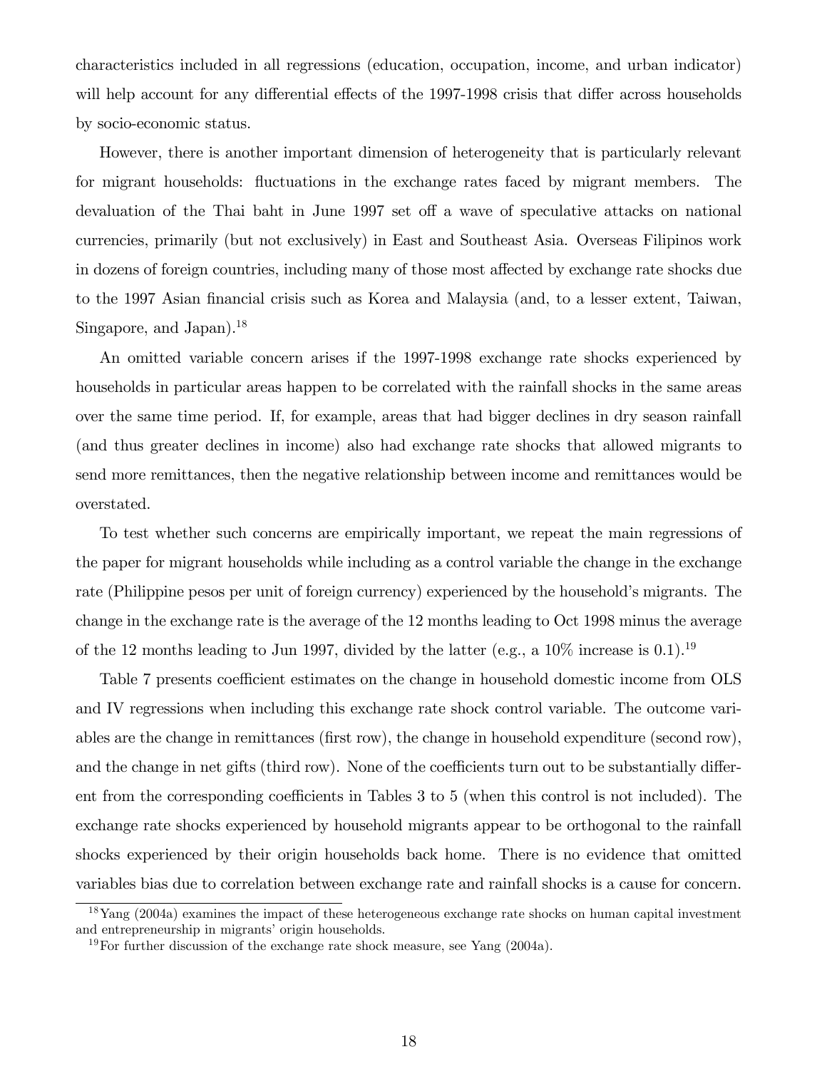characteristics included in all regressions (education, occupation, income, and urban indicator) will help account for any differential effects of the 1997-1998 crisis that differ across households by socio-economic status.

However, there is another important dimension of heterogeneity that is particularly relevant for migrant households: fluctuations in the exchange rates faced by migrant members. The devaluation of the Thai baht in June 1997 set off a wave of speculative attacks on national currencies, primarily (but not exclusively) in East and Southeast Asia. Overseas Filipinos work in dozens of foreign countries, including many of those most affected by exchange rate shocks due to the 1997 Asian financial crisis such as Korea and Malaysia (and, to a lesser extent, Taiwan, Singapore, and Japan).[18]

An omitted variable concern arises if the 1997-1998 exchange rate shocks experienced by households in particular areas happen to be correlated with the rainfall shocks in the same areas over the same time period. If, for example, areas that had bigger declines in dry season rainfall (and thus greater declines in income) also had exchange rate shocks that allowed migrants to send more remittances, then the negative relationship between income and remittances would be overstated.

To test whether such concerns are empirically important, we repeat the main regressions of the paper for migrant households while including as a control variable the change in the exchange rate (Philippine pesos per unit of foreign currency) experienced by the household's migrants. The change in the exchange rate is the average of the 12 months leading to Oct 1998 minus the average of the 12 months leading to Jun 1997, divided by the latter (e.g., a 10% increase is 0.1).[19]

Table 7 presents coefficient estimates on the change in household domestic income from OLS and IV regressions when including this exchange rate shock control variable. The outcome variables are the change in remittances (first row), the change in household expenditure (second row), and the change in net gifts (third row). None of the coefficients turn out to be substantially different from the corresponding coefficients in Tables 3 to 5 (when this control is not included). The exchange rate shocks experienced by household migrants appear to be orthogonal to the rainfall shocks experienced by their origin households back home. There is no evidence that omitted variables bias due to correlation between exchange rate and rainfall shocks is a cause for concern.

[18] Yang (2004a) examines the impact of these heterogeneous exchange rate shocks on human capital investment and entrepreneurship in migrants' origin households.

[19] For further discussion of the exchange rate shock measure, see Yang (2004a).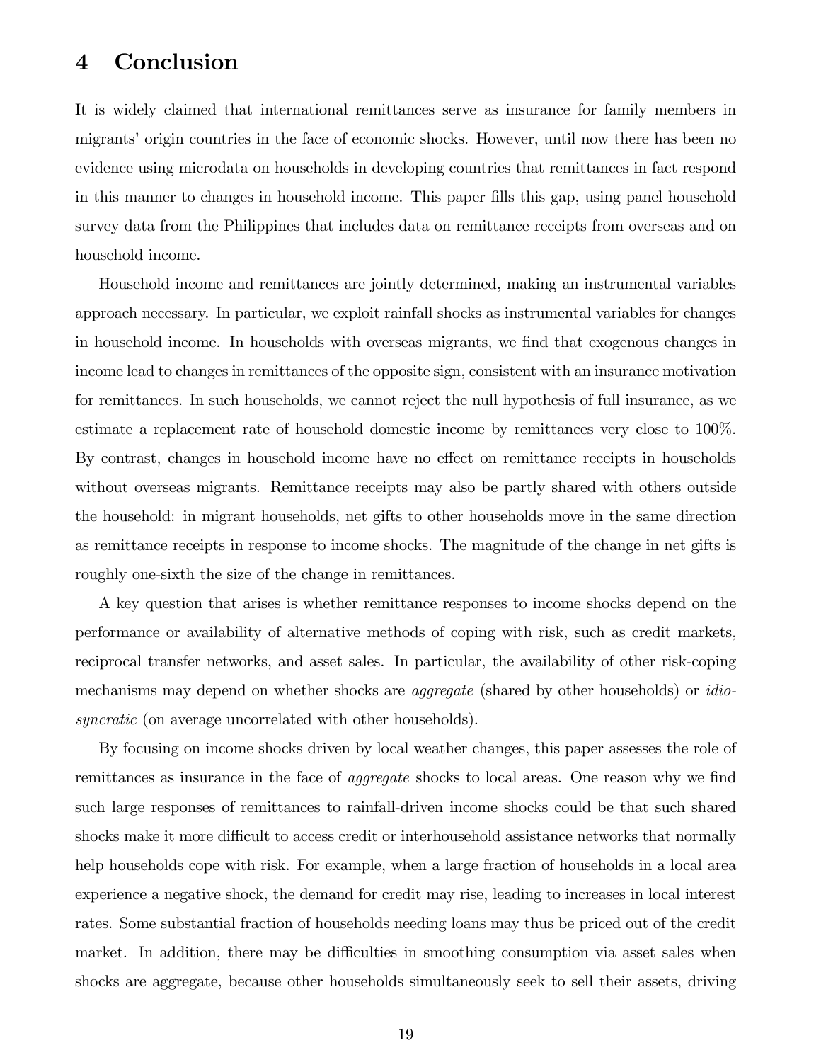# 4 Conclusion

It is widely claimed that international remittances serve as insurance for family members in migrants' origin countries in the face of economic shocks. However, until now there has been no evidence using microdata on households in developing countries that remittances in fact respond in this manner to changes in household income. This paper fills this gap, using panel household survey data from the Philippines that includes data on remittance receipts from overseas and on household income.

Household income and remittances are jointly determined, making an instrumental variables approach necessary. In particular, we exploit rainfall shocks as instrumental variables for changes in household income. In households with overseas migrants, we find that exogenous changes in income lead to changes in remittances of the opposite sign, consistent with an insurance motivation for remittances. In such households, we cannot reject the null hypothesis of full insurance, as we estimate a replacement rate of household domestic income by remittances very close to 100%. By contrast, changes in household income have no effect on remittance receipts in households without overseas migrants. Remittance receipts may also be partly shared with others outside the household: in migrant households, net gifts to other households move in the same direction as remittance receipts in response to income shocks. The magnitude of the change in net gifts is roughly one-sixth the size of the change in remittances.

A key question that arises is whether remittance responses to income shocks depend on the performance or availability of alternative methods of coping with risk, such as credit markets, reciprocal transfer networks, and asset sales. In particular, the availability of other risk-coping mechanisms may depend on whether shocks are *aggregate* (shared by other households) or *idiosyncratic* (on average uncorrelated with other households).

By focusing on income shocks driven by local weather changes, this paper assesses the role of remittances as insurance in the face of *aggregate* shocks to local areas. One reason why we find such large responses of remittances to rainfall-driven income shocks could be that such shared shocks make it more difficult to access credit or interhousehold assistance networks that normally help households cope with risk. For example, when a large fraction of households in a local area experience a negative shock, the demand for credit may rise, leading to increases in local interest rates. Some substantial fraction of households needing loans may thus be priced out of the credit market. In addition, there may be difficulties in smoothing consumption via asset sales when shocks are aggregate, because other households simultaneously seek to sell their assets, driving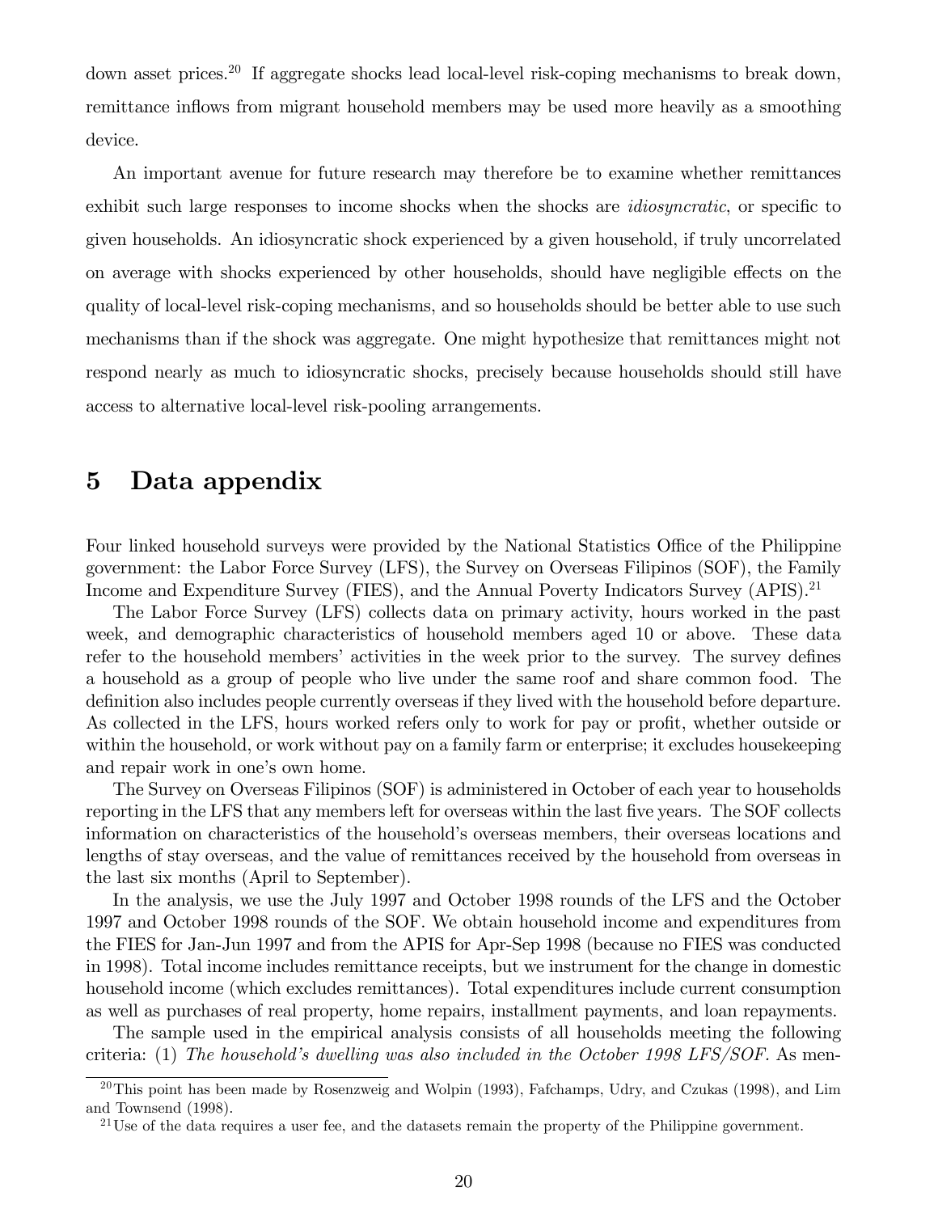down asset prices.[20] If aggregate shocks lead local-level risk-coping mechanisms to break down, remittance inflows from migrant household members may be used more heavily as a smoothing device.

An important avenue for future research may therefore be to examine whether remittances exhibit such large responses to income shocks when the shocks are *idiosyncratic*, or specific to given households. An idiosyncratic shock experienced by a given household, if truly uncorrelated on average with shocks experienced by other households, should have negligible effects on the quality of local-level risk-coping mechanisms, and so households should be better able to use such mechanisms than if the shock was aggregate. One might hypothesize that remittances might not respond nearly as much to idiosyncratic shocks, precisely because households should still have access to alternative local-level risk-pooling arrangements.

# 5 Data appendix

Four linked household surveys were provided by the National Statistics Office of the Philippine government: the Labor Force Survey (LFS), the Survey on Overseas Filipinos (SOF), the Family Income and Expenditure Survey (FIES), and the Annual Poverty Indicators Survey (APIS).[21]

The Labor Force Survey (LFS) collects data on primary activity, hours worked in the past week, and demographic characteristics of household members aged 10 or above. These data refer to the household members' activities in the week prior to the survey. The survey defines a household as a group of people who live under the same roof and share common food. The definition also includes people currently overseas if they lived with the household before departure. As collected in the LFS, hours worked refers only to work for pay or profit, whether outside or within the household, or work without pay on a family farm or enterprise; it excludes housekeeping and repair work in one's own home.

The Survey on Overseas Filipinos (SOF) is administered in October of each year to households reporting in the LFS that any members left for overseas within the last five years. The SOF collects information on characteristics of the household's overseas members, their overseas locations and lengths of stay overseas, and the value of remittances received by the household from overseas in the last six months (April to September).

In the analysis, we use the July 1997 and October 1998 rounds of the LFS and the October 1997 and October 1998 rounds of the SOF. We obtain household income and expenditures from the FIES for Jan-Jun 1997 and from the APIS for Apr-Sep 1998 (because no FIES was conducted in 1998). Total income includes remittance receipts, but we instrument for the change in domestic household income (which excludes remittances). Total expenditures include current consumption as well as purchases of real property, home repairs, installment payments, and loan repayments.

The sample used in the empirical analysis consists of all households meeting the following criteria: (1) *The household's dwelling was also included in the October 1998 LFS/SOF.* As men-

[20] This point has been made by Rosenzweig and Wolpin (1993), Fafchamps, Udry, and Czukas (1998), and Lim and Townsend (1998).

[21] Use of the data requires a user fee, and the datasets remain the property of the Philippine government.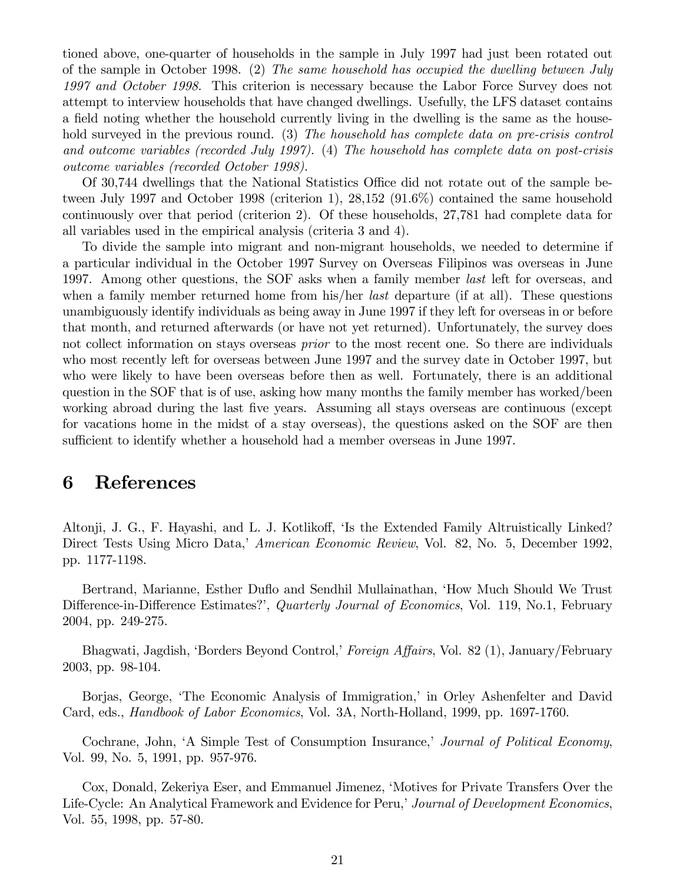tioned above, one-quarter of households in the sample in July 1997 had just been rotated out of the sample in October 1998. (2) *The same household has occupied the dwelling between July 1997 and October 1998.* This criterion is necessary because the Labor Force Survey does not attempt to interview households that have changed dwellings. Usefully, the LFS dataset contains a field noting whether the household currently living in the dwelling is the same as the household surveyed in the previous round. (3) *The household has complete data on pre-crisis control and outcome variables (recorded July 1997).* (4) *The household has complete data on post-crisis outcome variables (recorded October 1998).*

Of 30,744 dwellings that the National Statistics Office did not rotate out of the sample between July 1997 and October 1998 (criterion 1), 28,152 (91.6%) contained the same household continuously over that period (criterion 2). Of these households, 27,781 had complete data for all variables used in the empirical analysis (criteria 3 and 4).

To divide the sample into migrant and non-migrant households, we needed to determine if a particular individual in the October 1997 Survey on Overseas Filipinos was overseas in June 1997. Among other questions, the SOF asks when a family member *last* left for overseas, and when a family member returned home from his/her *last* departure (if at all). These questions unambiguously identify individuals as being away in June 1997 if they left for overseas in or before that month, and returned afterwards (or have not yet returned). Unfortunately, the survey does not collect information on stays overseas *prior* to the most recent one. So there are individuals who most recently left for overseas between June 1997 and the survey date in October 1997, but who were likely to have been overseas before then as well. Fortunately, there is an additional question in the SOF that is of use, asking how many months the family member has worked/been working abroad during the last five years. Assuming all stays overseas are continuous (except for vacations home in the midst of a stay overseas), the questions asked on the SOF are then sufficient to identify whether a household had a member overseas in June 1997.

# 6 References

Altonji, J. G., F. Hayashi, and L. J. Kotlikoff, 'Is the Extended Family Altruistically Linked? Direct Tests Using Micro Data,' *American Economic Review*, Vol. 82, No. 5, December 1992, pp. 1177-1198.

Bertrand, Marianne, Esther Duflo and Sendhil Mullainathan, 'How Much Should We Trust Difference-in-Difference Estimates?', *Quarterly Journal of Economics*, Vol. 119, No.1, February 2004, pp. 249-275.

Bhagwati, Jagdish, 'Borders Beyond Control,' *Foreign Affairs*, Vol. 82 (1), January/February 2003, pp. 98-104.

Borjas, George, 'The Economic Analysis of Immigration,' in Orley Ashenfelter and David Card, eds., *Handbook of Labor Economics*, Vol. 3A, North-Holland, 1999, pp. 1697-1760.

Cochrane, John, 'A Simple Test of Consumption Insurance,' *Journal of Political Economy*, Vol. 99, No. 5, 1991, pp. 957-976.

Cox, Donald, Zekeriya Eser, and Emmanuel Jimenez, 'Motives for Private Transfers Over the Life-Cycle: An Analytical Framework and Evidence for Peru,' *Journal of Development Economics*, Vol. 55, 1998, pp. 57-80.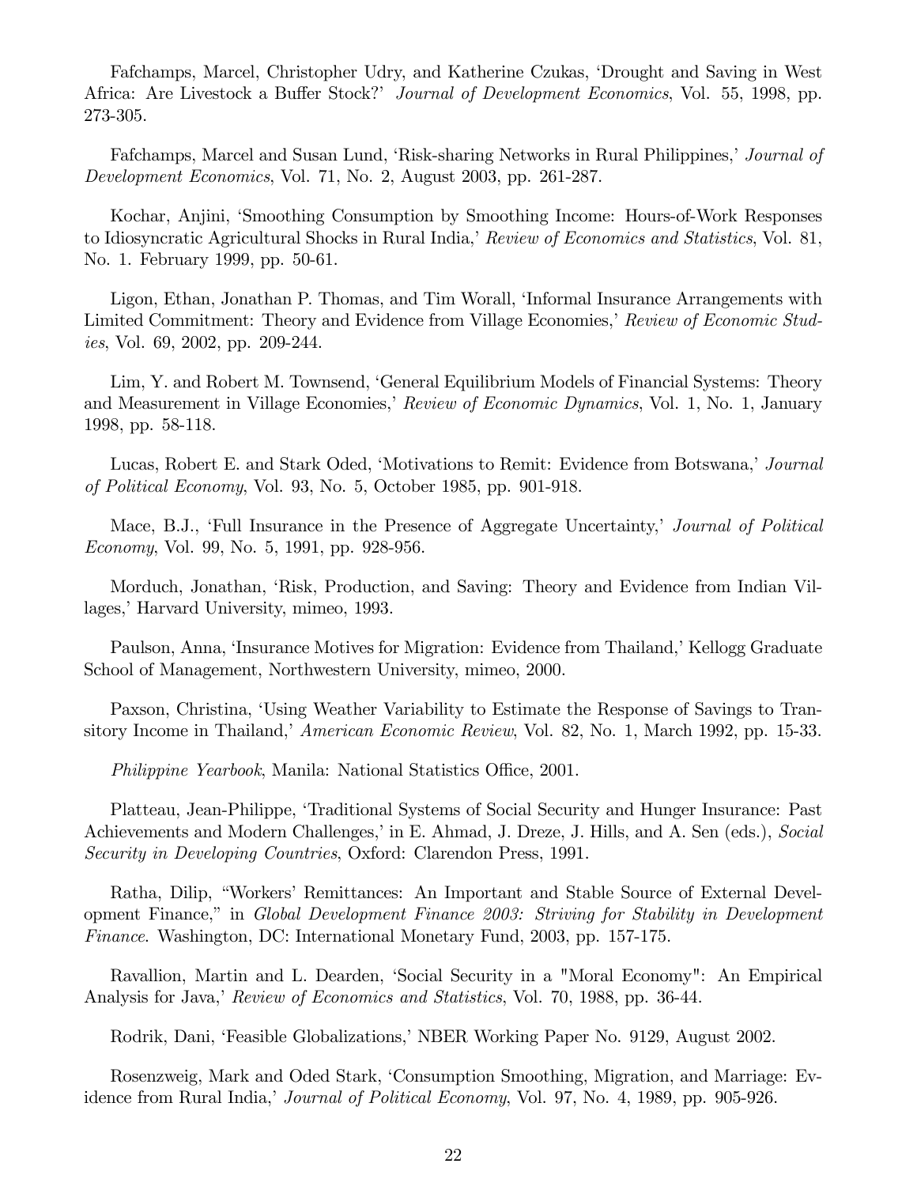Fafchamps, Marcel, Christopher Udry, and Katherine Czukas, 'Drought and Saving in West Africa: Are Livestock a Buffer Stock?' *Journal of Development Economics*, Vol. 55, 1998, pp. 273-305.

Fafchamps, Marcel and Susan Lund, 'Risk-sharing Networks in Rural Philippines,' *Journal of Development Economics*, Vol. 71, No. 2, August 2003, pp. 261-287.

Kochar, Anjini, 'Smoothing Consumption by Smoothing Income: Hours-of-Work Responses to Idiosyncratic Agricultural Shocks in Rural India,' *Review of Economics and Statistics*, Vol. 81, No. 1. February 1999, pp. 50-61.

Ligon, Ethan, Jonathan P. Thomas, and Tim Worall, 'Informal Insurance Arrangements with Limited Commitment: Theory and Evidence from Village Economies,' *Review of Economic Studies*, Vol. 69, 2002, pp. 209-244.

Lim, Y. and Robert M. Townsend, 'General Equilibrium Models of Financial Systems: Theory and Measurement in Village Economies,' *Review of Economic Dynamics*, Vol. 1, No. 1, January 1998, pp. 58-118.

Lucas, Robert E. and Stark Oded, 'Motivations to Remit: Evidence from Botswana,' *Journal of Political Economy*, Vol. 93, No. 5, October 1985, pp. 901-918.

Mace, B.J., 'Full Insurance in the Presence of Aggregate Uncertainty,' *Journal of Political Economy*, Vol. 99, No. 5, 1991, pp. 928-956.

Morduch, Jonathan, 'Risk, Production, and Saving: Theory and Evidence from Indian Villages,' Harvard University, mimeo, 1993.

Paulson, Anna, 'Insurance Motives for Migration: Evidence from Thailand,' Kellogg Graduate School of Management, Northwestern University, mimeo, 2000.

Paxson, Christina, 'Using Weather Variability to Estimate the Response of Savings to Transitory Income in Thailand,' *American Economic Review*, Vol. 82, No. 1, March 1992, pp. 15-33.

*Philippine Yearbook*, Manila: National Statistics Office, 2001.

Platteau, Jean-Philippe, 'Traditional Systems of Social Security and Hunger Insurance: Past Achievements and Modern Challenges,' in E. Ahmad, J. Dreze, J. Hills, and A. Sen (eds.), *Social Security in Developing Countries*, Oxford: Clarendon Press, 1991.

Ratha, Dilip, "Workers' Remittances: An Important and Stable Source of External Development Finance," in *Global Development Finance 2003: Striving for Stability in Development Finance*. Washington, DC: International Monetary Fund, 2003, pp. 157-175.

Ravallion, Martin and L. Dearden, 'Social Security in a "Moral Economy": An Empirical Analysis for Java,' *Review of Economics and Statistics*, Vol. 70, 1988, pp. 36-44.

Rodrik, Dani, 'Feasible Globalizations,' NBER Working Paper No. 9129, August 2002.

Rosenzweig, Mark and Oded Stark, 'Consumption Smoothing, Migration, and Marriage: Evidence from Rural India,' *Journal of Political Economy*, Vol. 97, No. 4, 1989, pp. 905-926.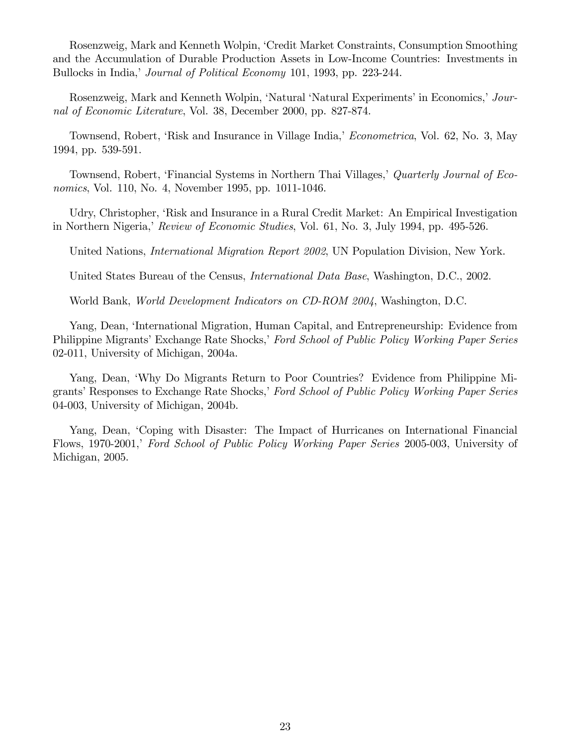Rosenzweig, Mark and Kenneth Wolpin, 'Credit Market Constraints, Consumption Smoothing and the Accumulation of Durable Production Assets in Low-Income Countries: Investments in Bullocks in India,' *Journal of Political Economy* 101, 1993, pp. 223-244.

Rosenzweig, Mark and Kenneth Wolpin, 'Natural 'Natural Experiments' in Economics,' *Journal of Economic Literature*, Vol. 38, December 2000, pp. 827-874.

Townsend, Robert, 'Risk and Insurance in Village India,' *Econometrica*, Vol. 62, No. 3, May 1994, pp. 539-591.

Townsend, Robert, 'Financial Systems in Northern Thai Villages,' *Quarterly Journal of Economics*, Vol. 110, No. 4, November 1995, pp. 1011-1046.

Udry, Christopher, 'Risk and Insurance in a Rural Credit Market: An Empirical Investigation in Northern Nigeria,' *Review of Economic Studies*, Vol. 61, No. 3, July 1994, pp. 495-526.

United Nations, *International Migration Report 2002*, UN Population Division, New York.

United States Bureau of the Census, *International Data Base*, Washington, D.C., 2002.

World Bank, *World Development Indicators on CD-ROM 2004*, Washington, D.C.

Yang, Dean, 'International Migration, Human Capital, and Entrepreneurship: Evidence from Philippine Migrants' Exchange Rate Shocks,' *Ford School of Public Policy Working Paper Series* 02-011, University of Michigan, 2004a.

Yang, Dean, 'Why Do Migrants Return to Poor Countries? Evidence from Philippine Migrants' Responses to Exchange Rate Shocks,' *Ford School of Public Policy Working Paper Series* 04-003, University of Michigan, 2004b.

Yang, Dean, 'Coping with Disaster: The Impact of Hurricanes on International Financial Flows, 1970-2001,' *Ford School of Public Policy Working Paper Series* 2005-003, University of Michigan, 2005.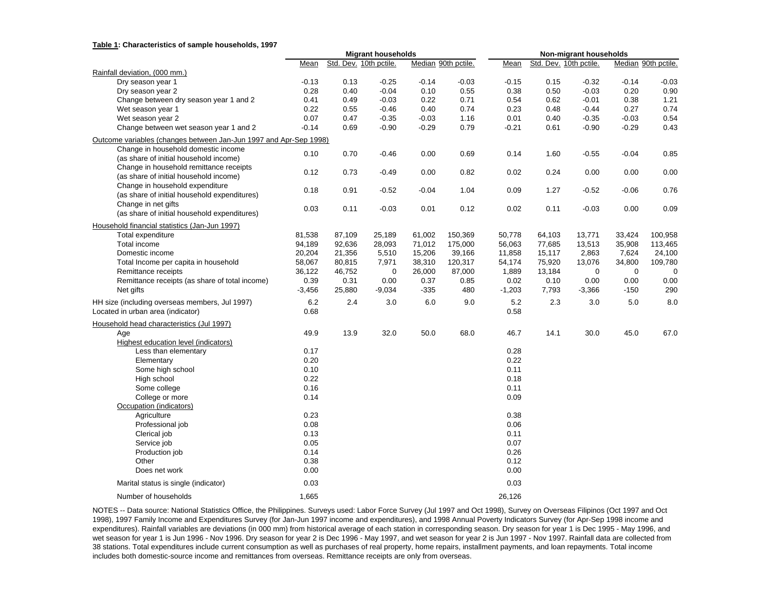**Table 1: Characteristics of sample households, 1997**

| | Migrant households | | | | | Non-migrant households | | | | |
|---|---|---|---|---|---|---|---|---|---|---|
| | Mean | Std. Dev. | 10th pctile. | Median | 90th pctile. | Mean | Std. Dev. | 10th pctile. | Median | 90th pctile. |
| Rainfall deviation, (000 mm.) | | | | | | | | | | |
| Dry season year 1 | -0.13 | 0.13 | -0.25 | -0.14 | -0.03 | -0.15 | 0.15 | -0.32 | -0.14 | -0.03 |
| Dry season year 2 | 0.28 | 0.40 | -0.04 | 0.10 | 0.55 | 0.38 | 0.50 | -0.03 | 0.20 | 0.90 |
| Change between dry season year 1 and 2 | 0.41 | 0.49 | -0.03 | 0.22 | 0.71 | 0.54 | 0.62 | -0.01 | 0.38 | 1.21 |
| Wet season year 1 | 0.22 | 0.55 | -0.46 | 0.40 | 0.74 | 0.23 | 0.48 | -0.44 | 0.27 | 0.74 |
| Wet season year 2 | 0.07 | 0.47 | -0.35 | -0.03 | 1.16 | 0.01 | 0.40 | -0.35 | -0.03 | 0.54 |
| Change between wet season year 1 and 2 | -0.14 | 0.69 | -0.90 | -0.29 | 0.79 | -0.21 | 0.61 | -0.90 | -0.29 | 0.43 |
| Outcome variables (changes between Jan-Jun 1997 and Apr-Sep 1998) | | | | | | | | | | |
| Change in household domestic income (as share of initial household income) | 0.10 | 0.70 | -0.46 | 0.00 | 0.69 | 0.14 | 1.60 | -0.55 | -0.04 | 0.85 |
| Change in household remittance receipts (as share of initial household income) | 0.12 | 0.73 | -0.49 | 0.00 | 0.82 | 0.02 | 0.24 | 0.00 | 0.00 | 0.00 |
| Change in household expenditure (as share of initial household expenditures) | 0.18 | 0.91 | -0.52 | -0.04 | 1.04 | 0.09 | 1.27 | -0.52 | -0.06 | 0.76 |
| Change in net gifts (as share of initial household expenditures) | 0.03 | 0.11 | -0.03 | 0.01 | 0.12 | 0.02 | 0.11 | -0.03 | 0.00 | 0.09 |
| Household financial statistics (Jan-Jun 1997) | | | | | | | | | | |
| Total expenditure | 81,538 | 87,109 | 25,189 | 61,002 | 150,369 | 50,778 | 64,103 | 13,771 | 33,424 | 100,958 |
| Total income | 94,189 | 92,636 | 28,093 | 71,012 | 175,000 | 56,063 | 77,685 | 13,513 | 35,908 | 113,465 |
| Domestic income | 20,204 | 21,356 | 5,510 | 15,206 | 39,166 | 11,858 | 15,117 | 2,863 | 7,624 | 24,100 |
| Total Income per capita in household | 58,067 | 80,815 | 7,971 | 38,310 | 120,317 | 54,174 | 75,920 | 13,076 | 34,800 | 109,780 |
| Remittance receipts | 36,122 | 46,752 | 0 | 26,000 | 87,000 | 1,889 | 13,184 | 0 | 0 | 0 |
| Remittance receipts (as share of total income) | 0.39 | 0.31 | 0.00 | 0.37 | 0.85 | 0.02 | 0.10 | 0.00 | 0.00 | 0.00 |
| Net gifts | -3,456 | 25,880 | -9,034 | -335 | 480 | -1,203 | 7,793 | -3,366 | -150 | 290 |
| HH size (including overseas members, Jul 1997) | 6.2 | 2.4 | 3.0 | 6.0 | 9.0 | 5.2 | 2.3 | 3.0 | 5.0 | 8.0 |
| Located in urban area (indicator) | 0.68 | | | | | 0.58 | | | | |
| Household head characteristics (Jul 1997) | | | | | | | | | | |
| Age | 49.9 | 13.9 | 32.0 | 50.0 | 68.0 | 46.7 | 14.1 | 30.0 | 45.0 | 67.0 |
| Highest education level (indicators) | | | | | | | | | | |
| Less than elementary | 0.17 | | | | | 0.28 | | | | |
| Elementary | 0.20 | | | | | 0.22 | | | | |
| Some high school | 0.10 | | | | | 0.11 | | | | |
| High school | 0.22 | | | | | 0.18 | | | | |
| Some college | 0.16 | | | | | 0.11 | | | | |
| College or more | 0.14 | | | | | 0.09 | | | | |
| Occupation (indicators) | | | | | | | | | | |
| Agriculture | 0.23 | | | | | 0.38 | | | | |
| Professional job | 0.08 | | | | | 0.06 | | | | |
| Clerical job | 0.13 | | | | | 0.11 | | | | |
| Service job | 0.05 | | | | | 0.07 | | | | |
| Production job | 0.14 | | | | | 0.26 | | | | |
| Other | 0.38 | | | | | 0.12 | | | | |
| Does net work | 0.00 | | | | | 0.00 | | | | |
| Marital status is single (indicator) | 0.03 | | | | | 0.03 | | | | |
| Number of households | 1,665 | | | | | 26,126 | | | | |

NOTES -- Data source: National Statistics Office, the Philippines. Surveys used: Labor Force Survey (Jul 1997 and Oct 1998), Survey on Overseas Filipinos (Oct 1997 and Oct 1998), 1997 Family Income and Expenditures Survey (for Jan-Jun 1997 income and expenditures), and 1998 Annual Poverty Indicators Survey (for Apr-Sep 1998 income and expenditures). Rainfall variables are deviations (in 000 mm) from historical average of each station in corresponding season. Dry season for year 1 is Dec 1995 - May 1996, and wet season for year 1 is Jun 1996 - Nov 1996. Dry season for year 2 is Dec 1996 - May 1997, and wet season for year 2 is Jun 1997 - Nov 1997. Rainfall data are collected from 38 stations. Total expenditures include current consumption as well as purchases of real property, home repairs, installment payments, and loan repayments. Total income includes both domestic-source income and remittances from overseas. Remittance receipts are only from overseas.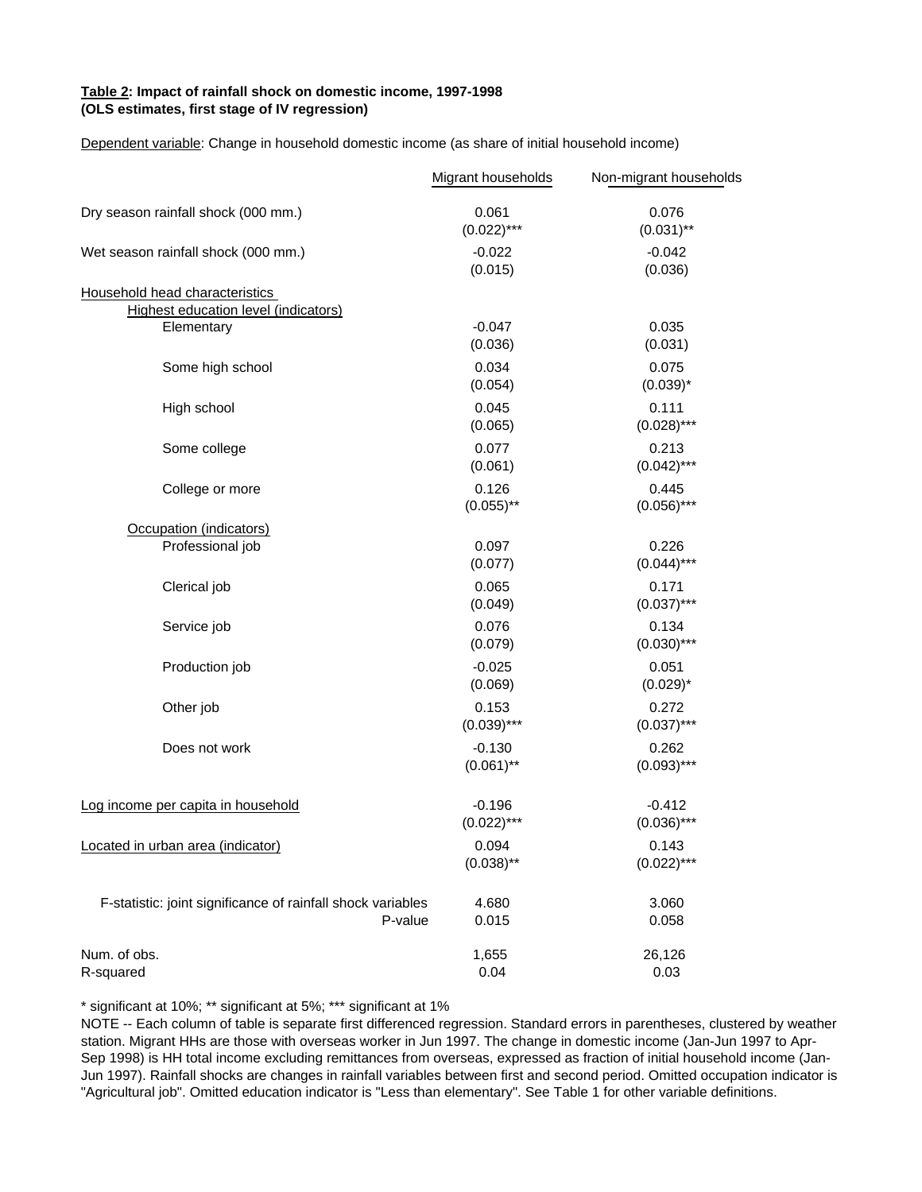**Table 2: Impact of rainfall shock on domestic income, 1997-1998**
**(OLS estimates, first stage of IV regression)**

Dependent variable: Change in household domestic income (as share of initial household income)

| | Migrant households | Non-migrant households |
|---|---|---|
| Dry season rainfall shock (000 mm.) | 0.061 | 0.076 |
| | (0.022)*** | (0.031)** |
| Wet season rainfall shock (000 mm.) | -0.022 | -0.042 |
| | (0.015) | (0.036) |
| Household head characteristics | | |
| Highest education level (indicators) | | |
| Elementary | -0.047 | 0.035 |
| | (0.036) | (0.031) |
| Some high school | 0.034 | 0.075 |
| | (0.054) | (0.039)* |
| High school | 0.045 | 0.111 |
| | (0.065) | (0.028)*** |
| Some college | 0.077 | 0.213 |
| | (0.061) | (0.042)*** |
| College or more | 0.126 | 0.445 |
| | (0.055)** | (0.056)*** |
| Occupation (indicators) | | |
| Professional job | 0.097 | 0.226 |
| | (0.077) | (0.044)*** |
| Clerical job | 0.065 | 0.171 |
| | (0.049) | (0.037)*** |
| Service job | 0.076 | 0.134 |
| | (0.079) | (0.030)*** |
| Production job | -0.025 | 0.051 |
| | (0.069) | (0.029)* |
| Other job | 0.153 | 0.272 |
| | (0.039)*** | (0.037)*** |
| Does not work | -0.130 | 0.262 |
| | (0.061)** | (0.093)*** |
| Log income per capita in household | -0.196 | -0.412 |
| | (0.022)*** | (0.036)*** |
| Located in urban area (indicator) | 0.094 | 0.143 |
| | (0.038)** | (0.022)*** |
| F-statistic: joint significance of rainfall shock variables | 4.680 | 3.060 |
| P-value | 0.015 | 0.058 |
| Num. of obs. | 1,655 | 26,126 |
| R-squared | 0.04 | 0.03 |

\* significant at 10%; ** significant at 5%; *** significant at 1%

NOTE -- Each column of table is separate first differenced regression. Standard errors in parentheses, clustered by weather station. Migrant HHs are those with overseas worker in Jun 1997. The change in domestic income (Jan-Jun 1997 to Apr-Sep 1998) is HH total income excluding remittances from overseas, expressed as fraction of initial household income (Jan-Jun 1997). Rainfall shocks are changes in rainfall variables between first and second period. Omitted occupation indicator is "Agricultural job". Omitted education indicator is "Less than elementary". See Table 1 for other variable definitions.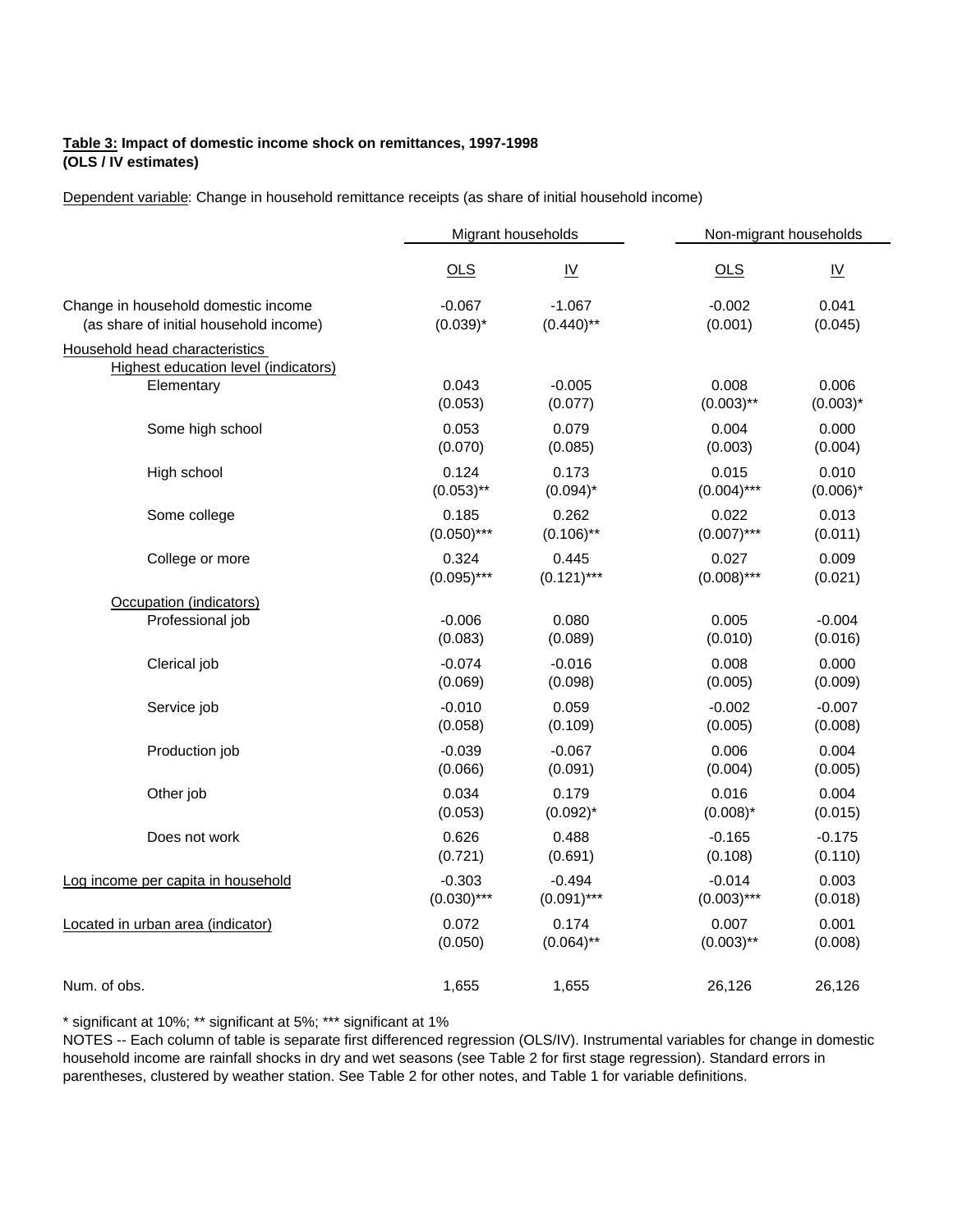**Table 3: Impact of domestic income shock on remittances, 1997-1998**
**(OLS / IV estimates)**

Dependent variable: Change in household remittance receipts (as share of initial household income)

| | Migrant households | | Non-migrant households | |
|---|---|---|---|---|
| | OLS | IV | OLS | IV |
| Change in household domestic income (as share of initial household income) | -0.067<br>(0.039)* | -1.067<br>(0.440)** | -0.002<br>(0.001) | 0.041<br>(0.045) |
| Household head characteristics | | | | |
| Highest education level (indicators) | | | | |
| Elementary | 0.043<br>(0.053) | -0.005<br>(0.077) | 0.008<br>(0.003)** | 0.006<br>(0.003)* |
| Some high school | 0.053<br>(0.070) | 0.079<br>(0.085) | 0.004<br>(0.003) | 0.000<br>(0.004) |
| High school | 0.124<br>(0.053)** | 0.173<br>(0.094)* | 0.015<br>(0.004)*** | 0.010<br>(0.006)* |
| Some college | 0.185<br>(0.050)*** | 0.262<br>(0.106)** | 0.022<br>(0.007)*** | 0.013<br>(0.011) |
| College or more | 0.324<br>(0.095)*** | 0.445<br>(0.121)*** | 0.027<br>(0.008)*** | 0.009<br>(0.021) |
| Occupation (indicators) | | | | |
| Professional job | -0.006<br>(0.083) | 0.080<br>(0.089) | 0.005<br>(0.010) | -0.004<br>(0.016) |
| Clerical job | -0.074<br>(0.069) | -0.016<br>(0.098) | 0.008<br>(0.005) | 0.000<br>(0.009) |
| Service job | -0.010<br>(0.058) | 0.059<br>(0.109) | -0.002<br>(0.005) | -0.007<br>(0.008) |
| Production job | -0.039<br>(0.066) | -0.067<br>(0.091) | 0.006<br>(0.004) | 0.004<br>(0.005) |
| Other job | 0.034<br>(0.053) | 0.179<br>(0.092)* | 0.016<br>(0.008)* | 0.004<br>(0.015) |
| Does not work | 0.626<br>(0.721) | 0.488<br>(0.691) | -0.165<br>(0.108) | -0.175<br>(0.110) |
| Log income per capita in household | -0.303<br>(0.030)*** | -0.494<br>(0.091)*** | -0.014<br>(0.003)*** | 0.003<br>(0.018) |
| Located in urban area (indicator) | 0.072<br>(0.050) | 0.174<br>(0.064)** | 0.007<br>(0.003)** | 0.001<br>(0.008) |
| Num. of obs. | 1,655 | 1,655 | 26,126 | 26,126 |

\* significant at 10%; ** significant at 5%; *** significant at 1%

NOTES -- Each column of table is separate first differenced regression (OLS/IV). Instrumental variables for change in domestic household income are rainfall shocks in dry and wet seasons (see Table 2 for first stage regression). Standard errors in parentheses, clustered by weather station. See Table 2 for other notes, and Table 1 for variable definitions.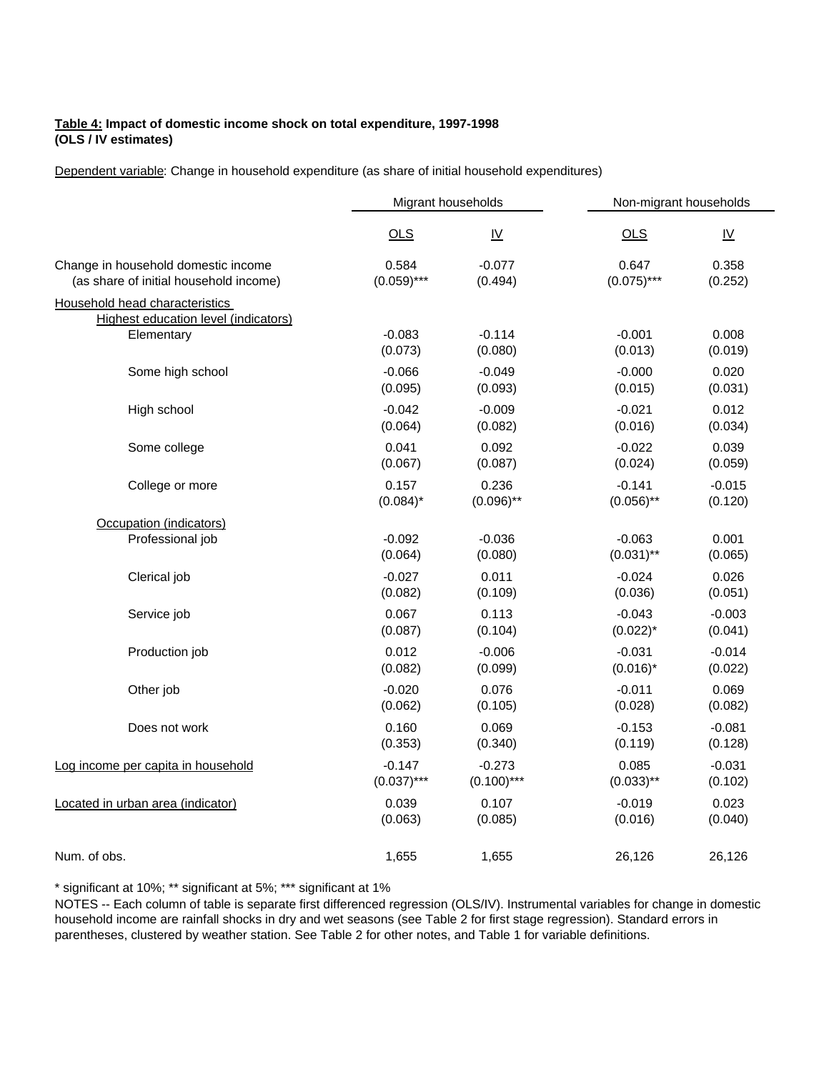**Table 4: Impact of domestic income shock on total expenditure, 1997-1998**
**(OLS / IV estimates)**

Dependent variable: Change in household expenditure (as share of initial household expenditures)

| | Migrant households | | Non-migrant households | |
|---|---|---|---|---|
| | OLS | IV | OLS | IV |
| Change in household domestic income (as share of initial household income) | 0.584 (0.059)*** | -0.077 (0.494) | 0.647 (0.075)*** | 0.358 (0.252) |
| Household head characteristics | | | | |
| Highest education level (indicators) | | | | |
| Elementary | -0.083 (0.073) | -0.114 (0.080) | -0.001 (0.013) | 0.008 (0.019) |
| Some high school | -0.066 (0.095) | -0.049 (0.093) | -0.000 (0.015) | 0.020 (0.031) |
| High school | -0.042 (0.064) | -0.009 (0.082) | -0.021 (0.016) | 0.012 (0.034) |
| Some college | 0.041 (0.067) | 0.092 (0.087) | -0.022 (0.024) | 0.039 (0.059) |
| College or more | 0.157 (0.084)* | 0.236 (0.096)** | -0.141 (0.056)** | -0.015 (0.120) |
| Occupation (indicators) | | | | |
| Professional job | -0.092 (0.064) | -0.036 (0.080) | -0.063 (0.031)** | 0.001 (0.065) |
| Clerical job | -0.027 (0.082) | 0.011 (0.109) | -0.024 (0.036) | 0.026 (0.051) |
| Service job | 0.067 (0.087) | 0.113 (0.104) | -0.043 (0.022)* | -0.003 (0.041) |
| Production job | 0.012 (0.082) | -0.006 (0.099) | -0.031 (0.016)* | -0.014 (0.022) |
| Other job | -0.020 (0.062) | 0.076 (0.105) | -0.011 (0.028) | 0.069 (0.082) |
| Does not work | 0.160 (0.353) | 0.069 (0.340) | -0.153 (0.119) | -0.081 (0.128) |
| Log income per capita in household | -0.147 (0.037)*** | -0.273 (0.100)*** | 0.085 (0.033)** | -0.031 (0.102) |
| Located in urban area (indicator) | 0.039 (0.063) | 0.107 (0.085) | -0.019 (0.016) | 0.023 (0.040) |
| Num. of obs. | 1,655 | 1,655 | 26,126 | 26,126 |

\* significant at 10%; ** significant at 5%; *** significant at 1%

NOTES -- Each column of table is separate first differenced regression (OLS/IV). Instrumental variables for change in domestic household income are rainfall shocks in dry and wet seasons (see Table 2 for first stage regression). Standard errors in parentheses, clustered by weather station. See Table 2 for other notes, and Table 1 for variable definitions.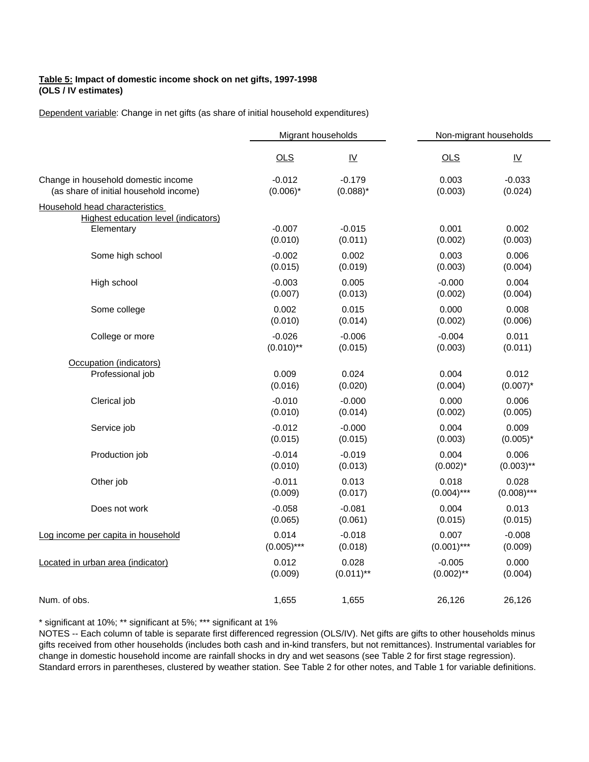**Table 5: Impact of domestic income shock on net gifts, 1997-1998**
**(OLS / IV estimates)**

Dependent variable: Change in net gifts (as share of initial household expenditures)

| | Migrant households | | Non-migrant households | |
|---|---|---|---|---|
| | OLS | IV | OLS | IV |
| Change in household domestic income (as share of initial household income) | -0.012<br>(0.006)* | -0.179<br>(0.088)* | 0.003<br>(0.003) | -0.033<br>(0.024) |
| Household head characteristics | | | | |
| Highest education level (indicators) | | | | |
| Elementary | -0.007<br>(0.010) | -0.015<br>(0.011) | 0.001<br>(0.002) | 0.002<br>(0.003) |
| Some high school | -0.002<br>(0.015) | 0.002<br>(0.019) | 0.003<br>(0.003) | 0.006<br>(0.004) |
| High school | -0.003<br>(0.007) | 0.005<br>(0.013) | -0.000<br>(0.002) | 0.004<br>(0.004) |
| Some college | 0.002<br>(0.010) | 0.015<br>(0.014) | 0.000<br>(0.002) | 0.008<br>(0.006) |
| College or more | -0.026<br>(0.010)** | -0.006<br>(0.015) | -0.004<br>(0.003) | 0.011<br>(0.011) |
| Occupation (indicators) | | | | |
| Professional job | 0.009<br>(0.016) | 0.024<br>(0.020) | 0.004<br>(0.004) | 0.012<br>(0.007)* |
| Clerical job | -0.010<br>(0.010) | -0.000<br>(0.014) | 0.000<br>(0.002) | 0.006<br>(0.005) |
| Service job | -0.012<br>(0.015) | -0.000<br>(0.015) | 0.004<br>(0.003) | 0.009<br>(0.005)* |
| Production job | -0.014<br>(0.010) | -0.019<br>(0.013) | 0.004<br>(0.002)* | 0.006<br>(0.003)** |
| Other job | -0.011<br>(0.009) | 0.013<br>(0.017) | 0.018<br>(0.004)*** | 0.028<br>(0.008)*** |
| Does not work | -0.058<br>(0.065) | -0.081<br>(0.061) | 0.004<br>(0.015) | 0.013<br>(0.015) |
| Log income per capita in household | 0.014<br>(0.005)*** | -0.018<br>(0.018) | 0.007<br>(0.001)*** | -0.008<br>(0.009) |
| Located in urban area (indicator) | 0.012<br>(0.009) | 0.028<br>(0.011)** | -0.005<br>(0.002)** | 0.000<br>(0.004) |
| Num. of obs. | 1,655 | 1,655 | 26,126 | 26,126 |

\* significant at 10%; ** significant at 5%; *** significant at 1%

NOTES -- Each column of table is separate first differenced regression (OLS/IV). Net gifts are gifts to other households minus gifts received from other households (includes both cash and in-kind transfers, but not remittances). Instrumental variables for change in domestic household income are rainfall shocks in dry and wet seasons (see Table 2 for first stage regression). Standard errors in parentheses, clustered by weather station. See Table 2 for other notes, and Table 1 for variable definitions.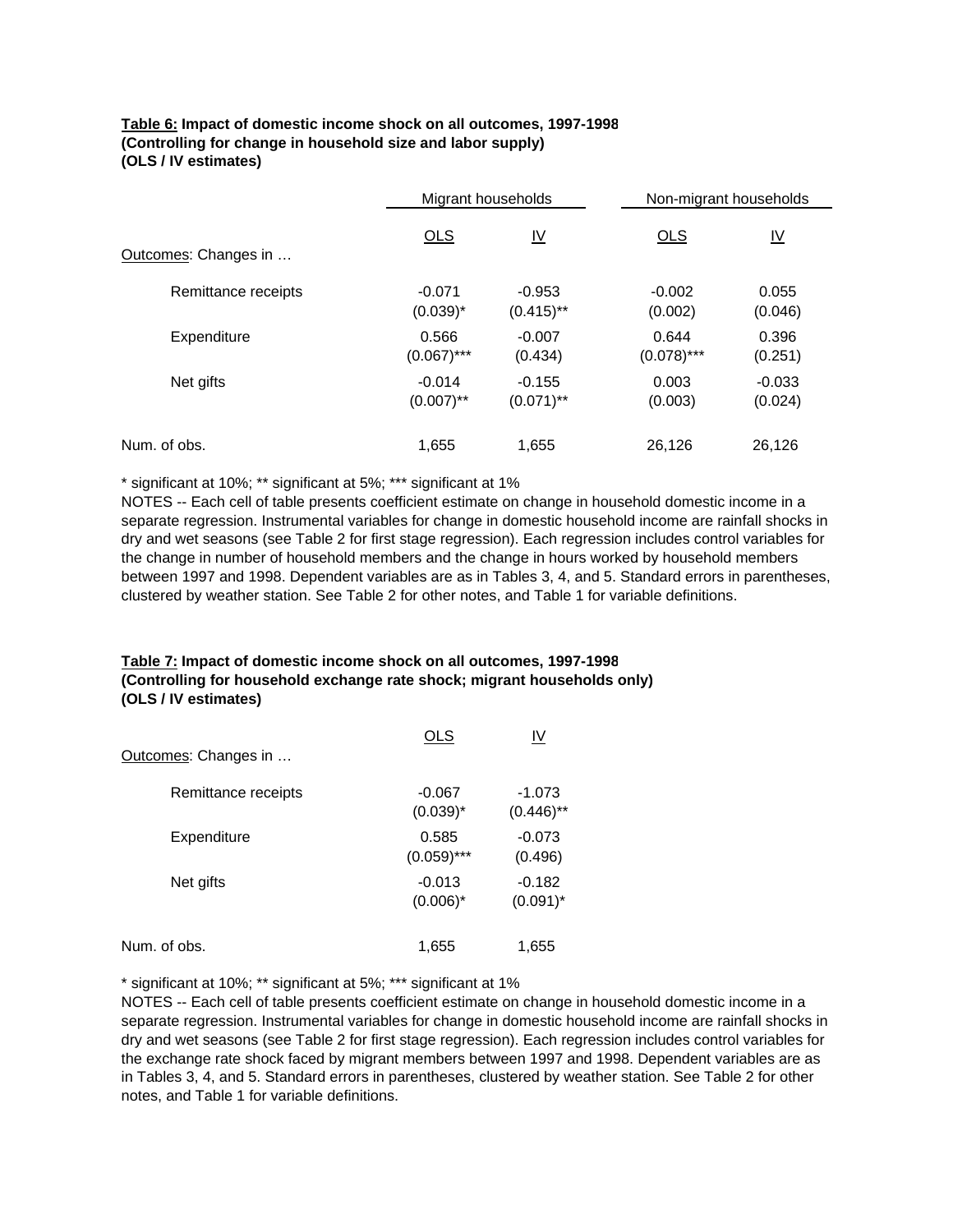**Table 6: Impact of domestic income shock on all outcomes, 1997-1998**
**(Controlling for change in household size and labor supply)**
**(OLS / IV estimates)**

| | Migrant households | | Non-migrant households | |
|---|---|---|---|---|
| Outcomes: Changes in … | OLS | IV | OLS | IV |
| Remittance receipts | -0.071<br>(0.039)* | -0.953<br>(0.415)** | -0.002<br>(0.002) | 0.055<br>(0.046) |
| Expenditure | 0.566<br>(0.067)*** | -0.007<br>(0.434) | 0.644<br>(0.078)*** | 0.396<br>(0.251) |
| Net gifts | -0.014<br>(0.007)** | -0.155<br>(0.071)** | 0.003<br>(0.003) | -0.033<br>(0.024) |
| Num. of obs. | 1,655 | 1,655 | 26,126 | 26,126 |

* significant at 10%; ** significant at 5%; *** significant at 1%

NOTES -- Each cell of table presents coefficient estimate on change in household domestic income in a separate regression. Instrumental variables for change in domestic household income are rainfall shocks in dry and wet seasons (see Table 2 for first stage regression). Each regression includes control variables for the change in number of household members and the change in hours worked by household members between 1997 and 1998. Dependent variables are as in Tables 3, 4, and 5. Standard errors in parentheses, clustered by weather station. See Table 2 for other notes, and Table 1 for variable definitions.

**Table 7: Impact of domestic income shock on all outcomes, 1997-1998**
**(Controlling for household exchange rate shock; migrant households only)**
**(OLS / IV estimates)**

| Outcomes: Changes in … | OLS | IV |
|---|---|---|
| Remittance receipts | -0.067<br>(0.039)* | -1.073<br>(0.446)** |
| Expenditure | 0.585<br>(0.059)*** | -0.073<br>(0.496) |
| Net gifts | -0.013<br>(0.006)* | -0.182<br>(0.091)* |
| Num. of obs. | 1,655 | 1,655 |

* significant at 10%; ** significant at 5%; *** significant at 1%

NOTES -- Each cell of table presents coefficient estimate on change in household domestic income in a separate regression. Instrumental variables for change in domestic household income are rainfall shocks in dry and wet seasons (see Table 2 for first stage regression). Each regression includes control variables for the exchange rate shock faced by migrant members between 1997 and 1998. Dependent variables are as in Tables 3, 4, and 5. Standard errors in parentheses, clustered by weather station. See Table 2 for other notes, and Table 1 for variable definitions.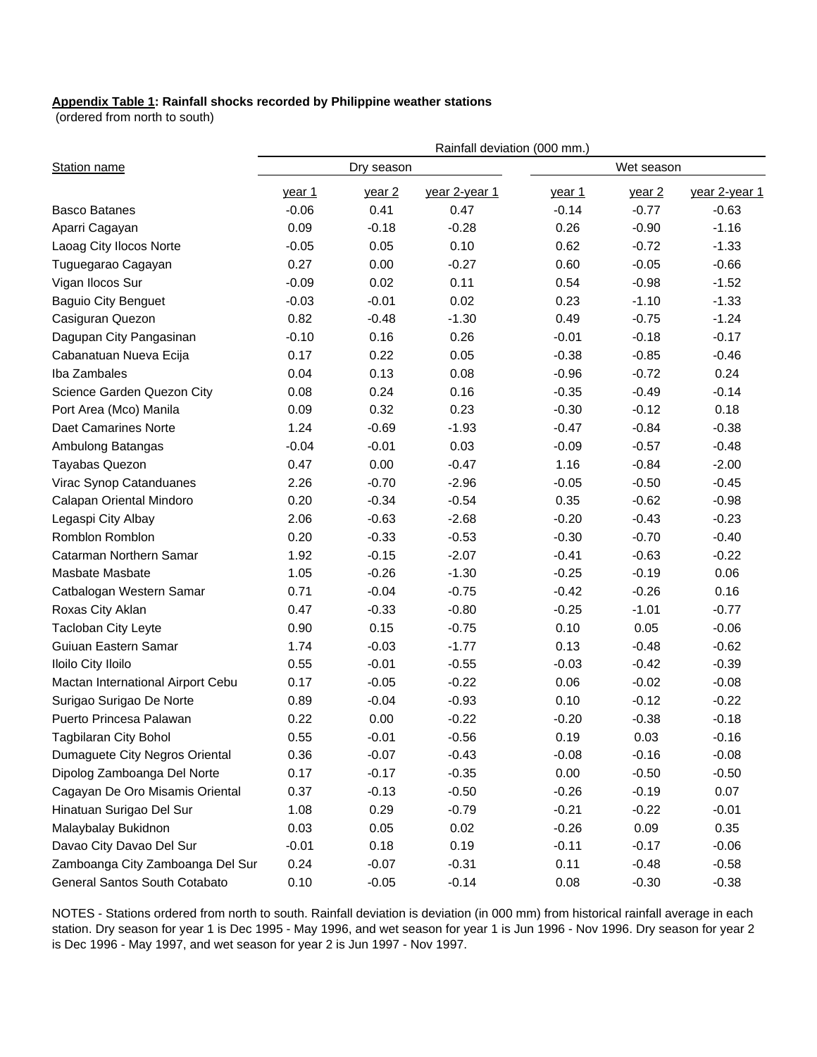**Appendix Table 1: Rainfall shocks recorded by Philippine weather stations**
(ordered from north to south)

| Station name | Rainfall deviation (000 mm.) | | | | | |
|---|---|---|---|---|---|---|
| | Dry season | | | Wet season | | |
| | year 1 | year 2 | year 2-year 1 | year 1 | year 2 | year 2-year 1 |
| Basco Batanes | -0.06 | 0.41 | 0.47 | -0.14 | -0.77 | -0.63 |
| Aparri Cagayan | 0.09 | -0.18 | -0.28 | 0.26 | -0.90 | -1.16 |
| Laoag City Ilocos Norte | -0.05 | 0.05 | 0.10 | 0.62 | -0.72 | -1.33 |
| Tuguegarao Cagayan | 0.27 | 0.00 | -0.27 | 0.60 | -0.05 | -0.66 |
| Vigan Ilocos Sur | -0.09 | 0.02 | 0.11 | 0.54 | -0.98 | -1.52 |
| Baguio City Benguet | -0.03 | -0.01 | 0.02 | 0.23 | -1.10 | -1.33 |
| Casiguran Quezon | 0.82 | -0.48 | -1.30 | 0.49 | -0.75 | -1.24 |
| Dagupan City Pangasinan | -0.10 | 0.16 | 0.26 | -0.01 | -0.18 | -0.17 |
| Cabanatuan Nueva Ecija | 0.17 | 0.22 | 0.05 | -0.38 | -0.85 | -0.46 |
| Iba Zambales | 0.04 | 0.13 | 0.08 | -0.96 | -0.72 | 0.24 |
| Science Garden Quezon City | 0.08 | 0.24 | 0.16 | -0.35 | -0.49 | -0.14 |
| Port Area (Mco) Manila | 0.09 | 0.32 | 0.23 | -0.30 | -0.12 | 0.18 |
| Daet Camarines Norte | 1.24 | -0.69 | -1.93 | -0.47 | -0.84 | -0.38 |
| Ambulong Batangas | -0.04 | -0.01 | 0.03 | -0.09 | -0.57 | -0.48 |
| Tayabas Quezon | 0.47 | 0.00 | -0.47 | 1.16 | -0.84 | -2.00 |
| Virac Synop Catanduanes | 2.26 | -0.70 | -2.96 | -0.05 | -0.50 | -0.45 |
| Calapan Oriental Mindoro | 0.20 | -0.34 | -0.54 | 0.35 | -0.62 | -0.98 |
| Legaspi City Albay | 2.06 | -0.63 | -2.68 | -0.20 | -0.43 | -0.23 |
| Romblon Romblon | 0.20 | -0.33 | -0.53 | -0.30 | -0.70 | -0.40 |
| Catarman Northern Samar | 1.92 | -0.15 | -2.07 | -0.41 | -0.63 | -0.22 |
| Masbate Masbate | 1.05 | -0.26 | -1.30 | -0.25 | -0.19 | 0.06 |
| Catbalogan Western Samar | 0.71 | -0.04 | -0.75 | -0.42 | -0.26 | 0.16 |
| Roxas City Aklan | 0.47 | -0.33 | -0.80 | -0.25 | -1.01 | -0.77 |
| Tacloban City Leyte | 0.90 | 0.15 | -0.75 | 0.10 | 0.05 | -0.06 |
| Guiuan Eastern Samar | 1.74 | -0.03 | -1.77 | 0.13 | -0.48 | -0.62 |
| Iloilo City Iloilo | 0.55 | -0.01 | -0.55 | -0.03 | -0.42 | -0.39 |
| Mactan International Airport Cebu | 0.17 | -0.05 | -0.22 | 0.06 | -0.02 | -0.08 |
| Surigao Surigao De Norte | 0.89 | -0.04 | -0.93 | 0.10 | -0.12 | -0.22 |
| Puerto Princesa Palawan | 0.22 | 0.00 | -0.22 | -0.20 | -0.38 | -0.18 |
| Tagbilaran City Bohol | 0.55 | -0.01 | -0.56 | 0.19 | 0.03 | -0.16 |
| Dumaguete City Negros Oriental | 0.36 | -0.07 | -0.43 | -0.08 | -0.16 | -0.08 |
| Dipolog Zamboanga Del Norte | 0.17 | -0.17 | -0.35 | 0.00 | -0.50 | -0.50 |
| Cagayan De Oro Misamis Oriental | 0.37 | -0.13 | -0.50 | -0.26 | -0.19 | 0.07 |
| Hinatuan Surigao Del Sur | 1.08 | 0.29 | -0.79 | -0.21 | -0.22 | -0.01 |
| Malaybalay Bukidnon | 0.03 | 0.05 | 0.02 | -0.26 | 0.09 | 0.35 |
| Davao City Davao Del Sur | -0.01 | 0.18 | 0.19 | -0.11 | -0.17 | -0.06 |
| Zamboanga City Zamboanga Del Sur | 0.24 | -0.07 | -0.31 | 0.11 | -0.48 | -0.58 |
| General Santos South Cotabato | 0.10 | -0.05 | -0.14 | 0.08 | -0.30 | -0.38 |

NOTES - Stations ordered from north to south. Rainfall deviation is deviation (in 000 mm) from historical rainfall average in each station. Dry season for year 1 is Dec 1995 - May 1996, and wet season for year 1 is Jun 1996 - Nov 1996. Dry season for year 2 is Dec 1996 - May 1997, and wet season for year 2 is Jun 1997 - Nov 1997.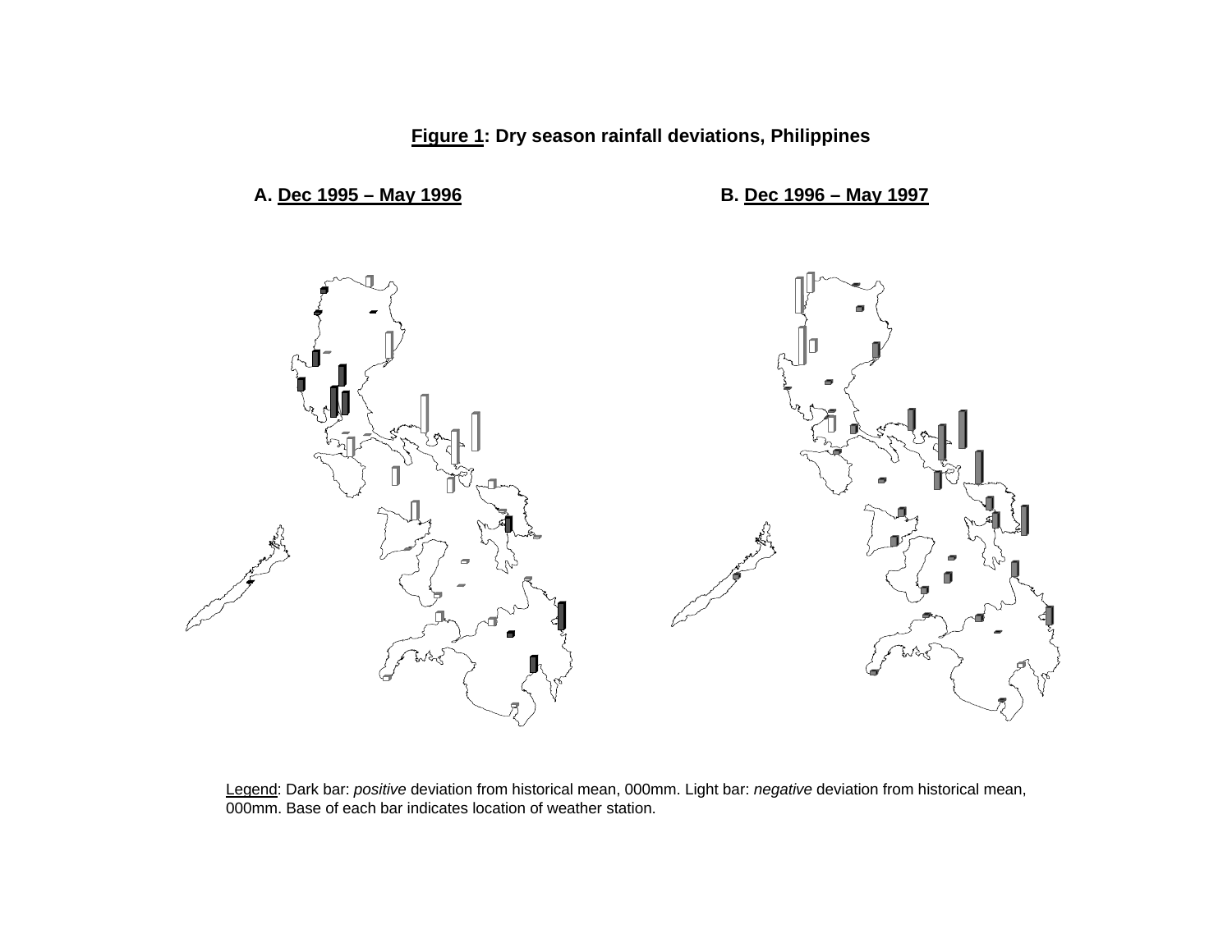**Figure 1: Dry season rainfall deviations, Philippines**

A. Dec 1995 – May 1996

B. Dec 1996 – May 1997

Legend: Dark bar: *positive* deviation from historical mean, 000mm. Light bar: *negative* deviation from historical mean, 000mm. Base of each bar indicates location of weather station.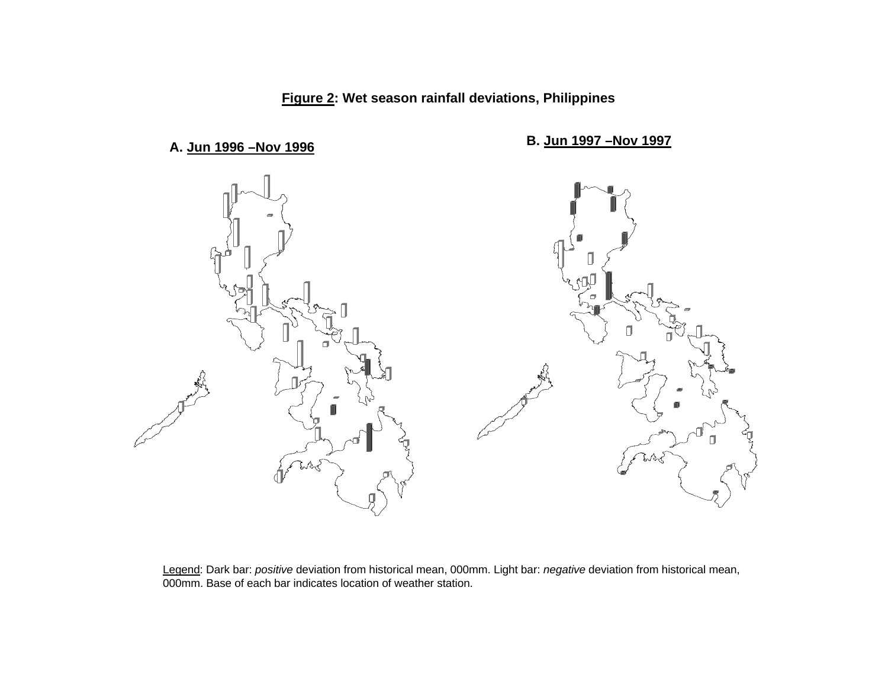**Figure 2: Wet season rainfall deviations, Philippines**

A. Jun 1996 –Nov 1996

B. Jun 1997 –Nov 1997

Legend: Dark bar: *positive* deviation from historical mean, 000mm. Light bar: *negative* deviation from historical mean, 000mm. Base of each bar indicates location of weather station.